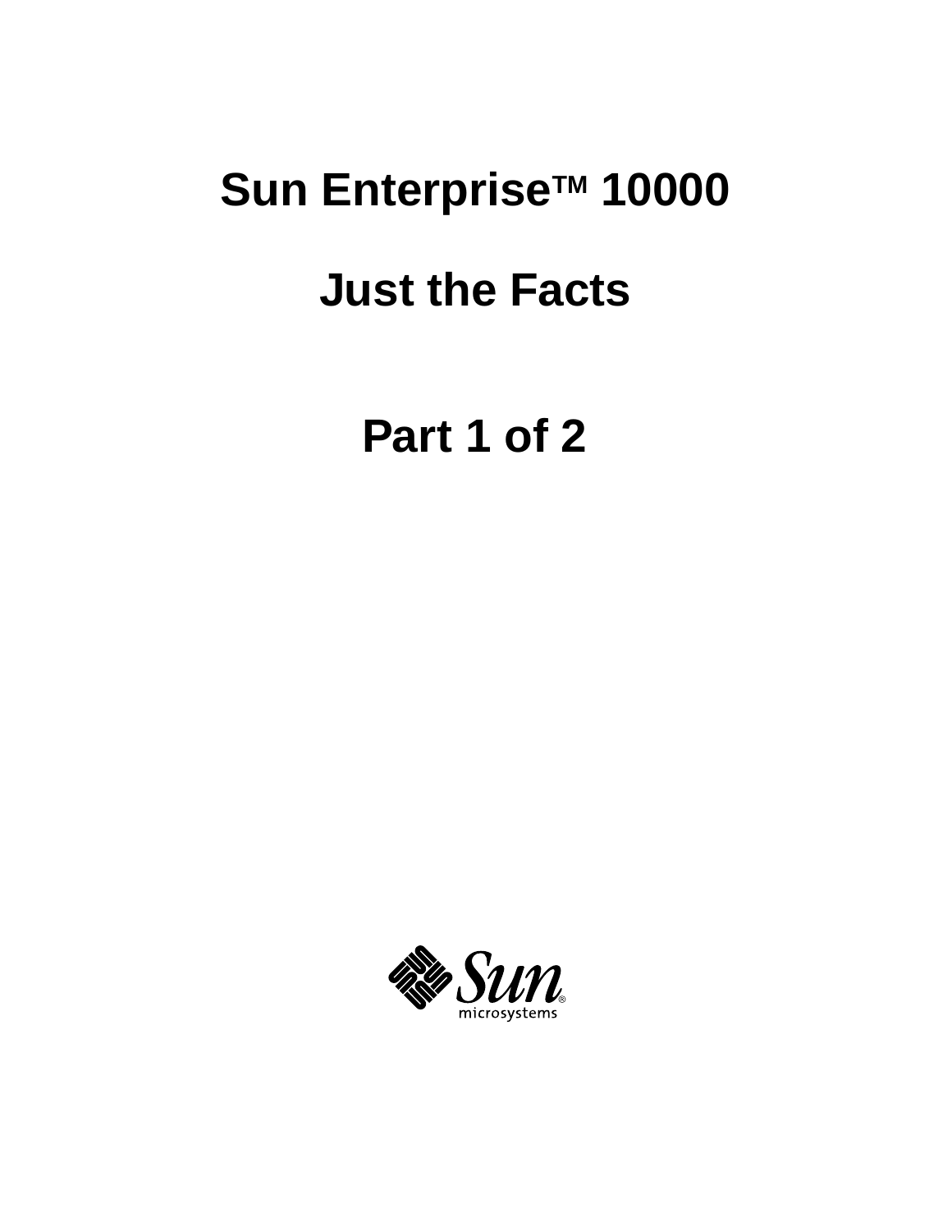# Sun Enterprise™ 10000

# Just the Facts

# Part 1 of 2

Sun microsystems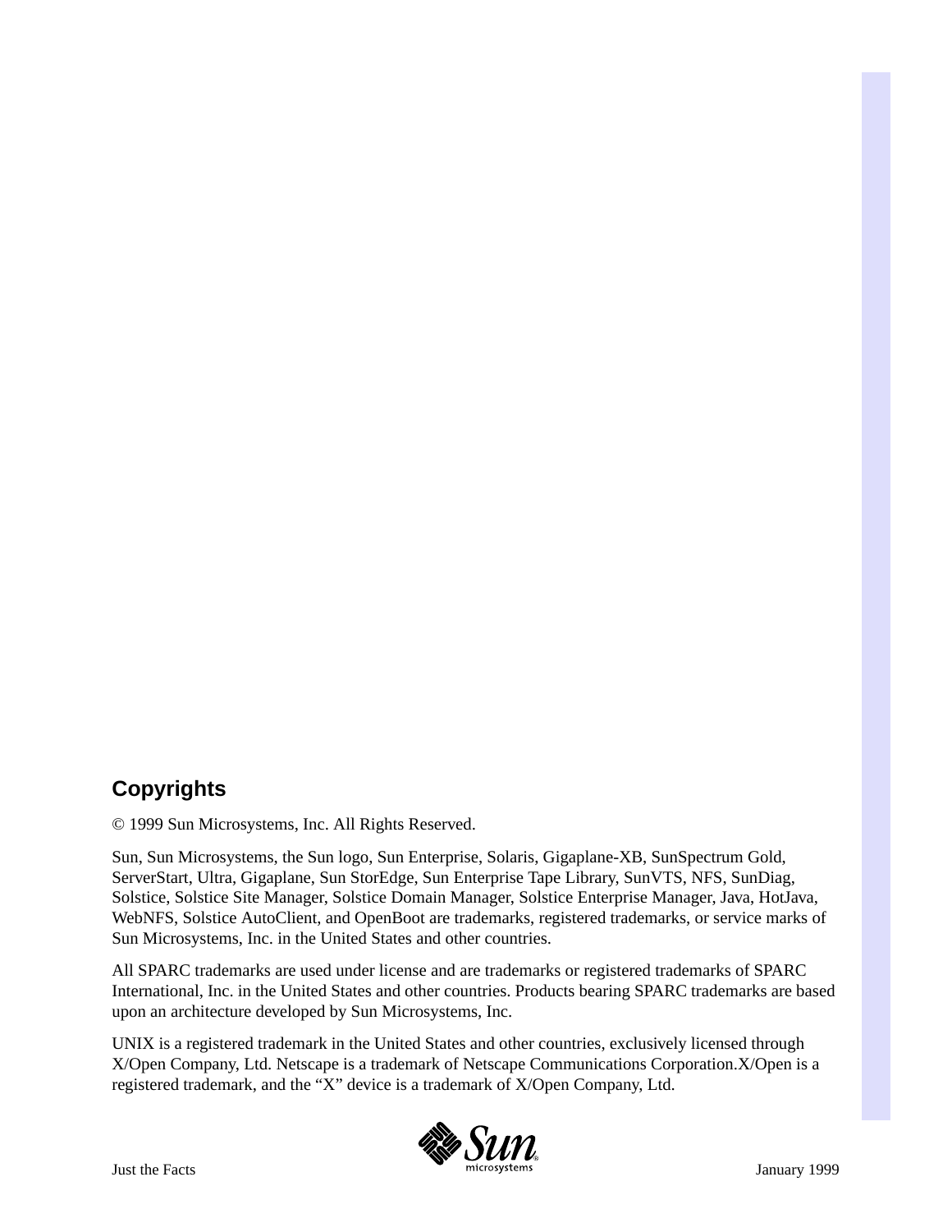## Copyrights

© 1999 Sun Microsystems, Inc. All Rights Reserved.

Sun, Sun Microsystems, the Sun logo, Sun Enterprise, Solaris, Gigaplane-XB, SunSpectrum Gold, ServerStart, Ultra, Gigaplane, Sun StorEdge, Sun Enterprise Tape Library, SunVTS, NFS, SunDiag, Solstice, Solstice Site Manager, Solstice Domain Manager, Solstice Enterprise Manager, Java, HotJava, WebNFS, Solstice AutoClient, and OpenBoot are trademarks, registered trademarks, or service marks of Sun Microsystems, Inc. in the United States and other countries.

All SPARC trademarks are used under license and are trademarks or registered trademarks of SPARC International, Inc. in the United States and other countries. Products bearing SPARC trademarks are based upon an architecture developed by Sun Microsystems, Inc.

UNIX is a registered trademark in the United States and other countries, exclusively licensed through X/Open Company, Ltd. Netscape is a trademark of Netscape Communications Corporation.X/Open is a registered trademark, and the “X” device is a trademark of X/Open Company, Ltd.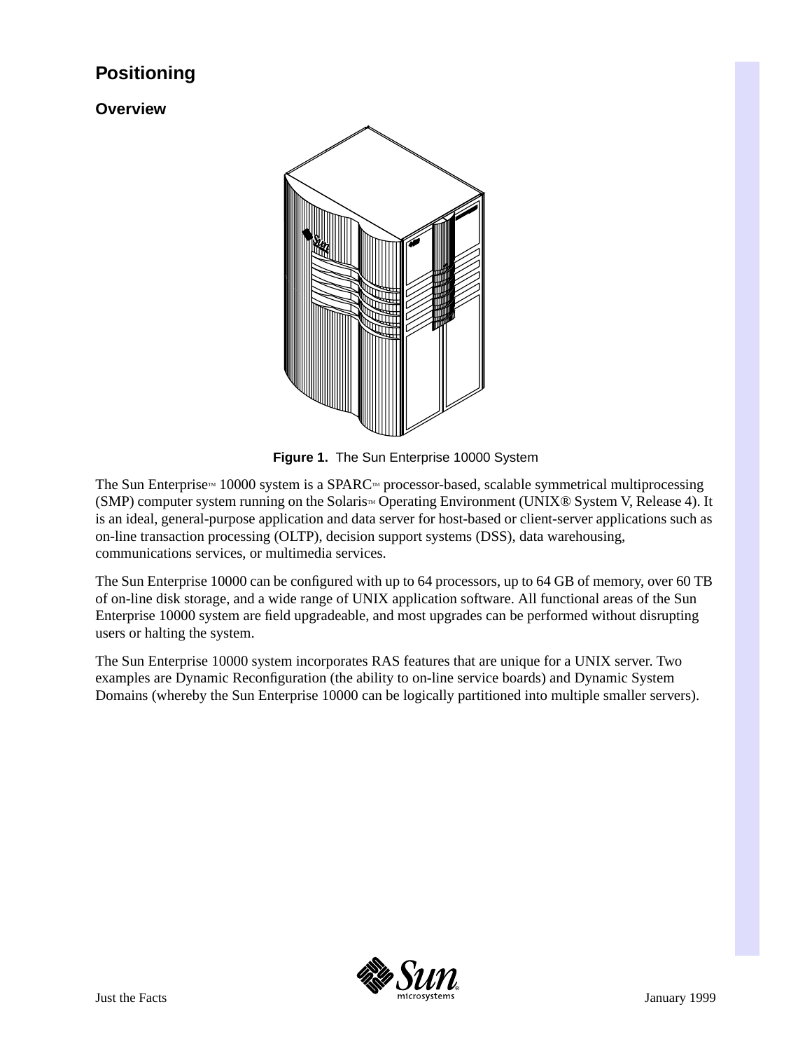# Positioning

## Overview

Figure 1. The Sun Enterprise 10000 System

The Sun Enterprise™ 10000 system is a SPARC™ processor-based, scalable symmetrical multiprocessing (SMP) computer system running on the Solaris™ Operating Environment (UNIX® System V, Release 4). It is an ideal, general-purpose application and data server for host-based or client-server applications such as on-line transaction processing (OLTP), decision support systems (DSS), data warehousing, communications services, or multimedia services.

The Sun Enterprise 10000 can be configured with up to 64 processors, up to 64 GB of memory, over 60 TB of on-line disk storage, and a wide range of UNIX application software. All functional areas of the Sun Enterprise 10000 system are field upgradeable, and most upgrades can be performed without disrupting users or halting the system.

The Sun Enterprise 10000 system incorporates RAS features that are unique for a UNIX server. Two examples are Dynamic Reconfiguration (the ability to on-line service boards) and Dynamic System Domains (whereby the Sun Enterprise 10000 can be logically partitioned into multiple smaller servers).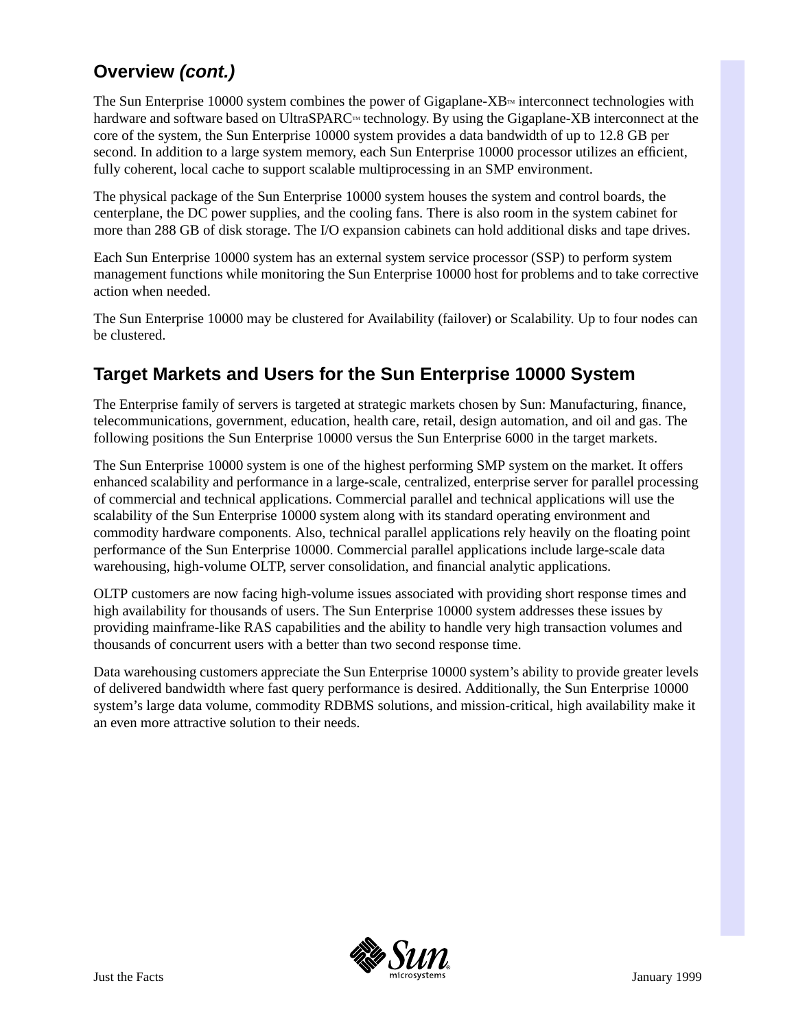## Overview *(cont.)*

The Sun Enterprise 10000 system combines the power of Gigaplane-XB™ interconnect technologies with hardware and software based on UltraSPARC™ technology. By using the Gigaplane-XB interconnect at the core of the system, the Sun Enterprise 10000 system provides a data bandwidth of up to 12.8 GB per second. In addition to a large system memory, each Sun Enterprise 10000 processor utilizes an efficient, fully coherent, local cache to support scalable multiprocessing in an SMP environment.

The physical package of the Sun Enterprise 10000 system houses the system and control boards, the centerplane, the DC power supplies, and the cooling fans. There is also room in the system cabinet for more than 288 GB of disk storage. The I/O expansion cabinets can hold additional disks and tape drives.

Each Sun Enterprise 10000 system has an external system service processor (SSP) to perform system management functions while monitoring the Sun Enterprise 10000 host for problems and to take corrective action when needed.

The Sun Enterprise 10000 may be clustered for Availability (failover) or Scalability. Up to four nodes can be clustered.

## Target Markets and Users for the Sun Enterprise 10000 System

The Enterprise family of servers is targeted at strategic markets chosen by Sun: Manufacturing, finance, telecommunications, government, education, health care, retail, design automation, and oil and gas. The following positions the Sun Enterprise 10000 versus the Sun Enterprise 6000 in the target markets.

The Sun Enterprise 10000 system is one of the highest performing SMP system on the market. It offers enhanced scalability and performance in a large-scale, centralized, enterprise server for parallel processing of commercial and technical applications. Commercial parallel and technical applications will use the scalability of the Sun Enterprise 10000 system along with its standard operating environment and commodity hardware components. Also, technical parallel applications rely heavily on the floating point performance of the Sun Enterprise 10000. Commercial parallel applications include large-scale data warehousing, high-volume OLTP, server consolidation, and financial analytic applications.

OLTP customers are now facing high-volume issues associated with providing short response times and high availability for thousands of users. The Sun Enterprise 10000 system addresses these issues by providing mainframe-like RAS capabilities and the ability to handle very high transaction volumes and thousands of concurrent users with a better than two second response time.

Data warehousing customers appreciate the Sun Enterprise 10000 system's ability to provide greater levels of delivered bandwidth where fast query performance is desired. Additionally, the Sun Enterprise 10000 system's large data volume, commodity RDBMS solutions, and mission-critical, high availability make it an even more attractive solution to their needs.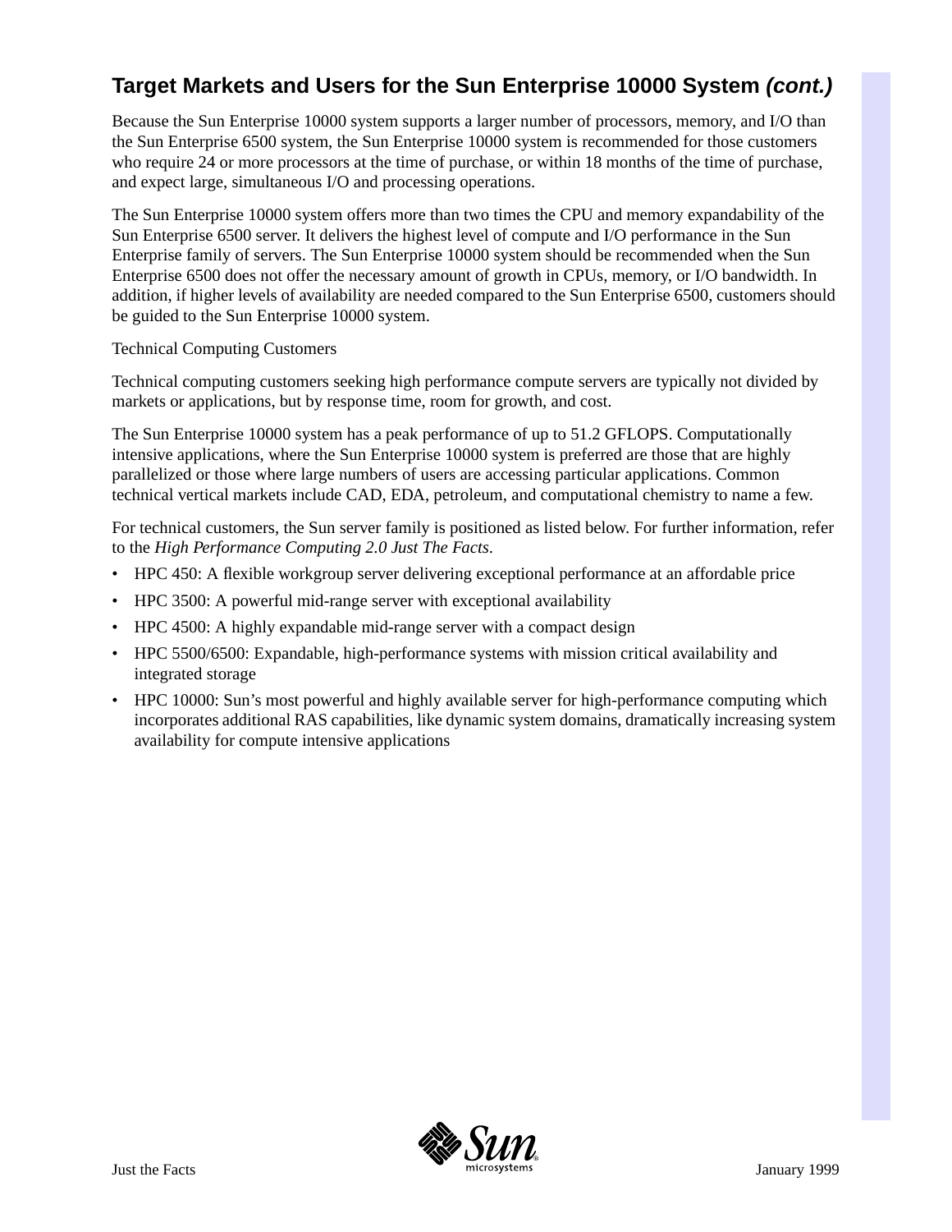## Target Markets and Users for the Sun Enterprise 10000 System *(cont.)*

Because the Sun Enterprise 10000 system supports a larger number of processors, memory, and I/O than the Sun Enterprise 6500 system, the Sun Enterprise 10000 system is recommended for those customers who require 24 or more processors at the time of purchase, or within 18 months of the time of purchase, and expect large, simultaneous I/O and processing operations.

The Sun Enterprise 10000 system offers more than two times the CPU and memory expandability of the Sun Enterprise 6500 server. It delivers the highest level of compute and I/O performance in the Sun Enterprise family of servers. The Sun Enterprise 10000 system should be recommended when the Sun Enterprise 6500 does not offer the necessary amount of growth in CPUs, memory, or I/O bandwidth. In addition, if higher levels of availability are needed compared to the Sun Enterprise 6500, customers should be guided to the Sun Enterprise 10000 system.

Technical Computing Customers

Technical computing customers seeking high performance compute servers are typically not divided by markets or applications, but by response time, room for growth, and cost.

The Sun Enterprise 10000 system has a peak performance of up to 51.2 GFLOPS. Computationally intensive applications, where the Sun Enterprise 10000 system is preferred are those that are highly parallelized or those where large numbers of users are accessing particular applications. Common technical vertical markets include CAD, EDA, petroleum, and computational chemistry to name a few.

For technical customers, the Sun server family is positioned as listed below. For further information, refer to the *High Performance Computing 2.0 Just The Facts*.

- HPC 450: A flexible workgroup server delivering exceptional performance at an affordable price
- HPC 3500: A powerful mid-range server with exceptional availability
- HPC 4500: A highly expandable mid-range server with a compact design
- HPC 5500/6500: Expandable, high-performance systems with mission critical availability and integrated storage
- HPC 10000: Sun's most powerful and highly available server for high-performance computing which incorporates additional RAS capabilities, like dynamic system domains, dramatically increasing system availability for compute intensive applications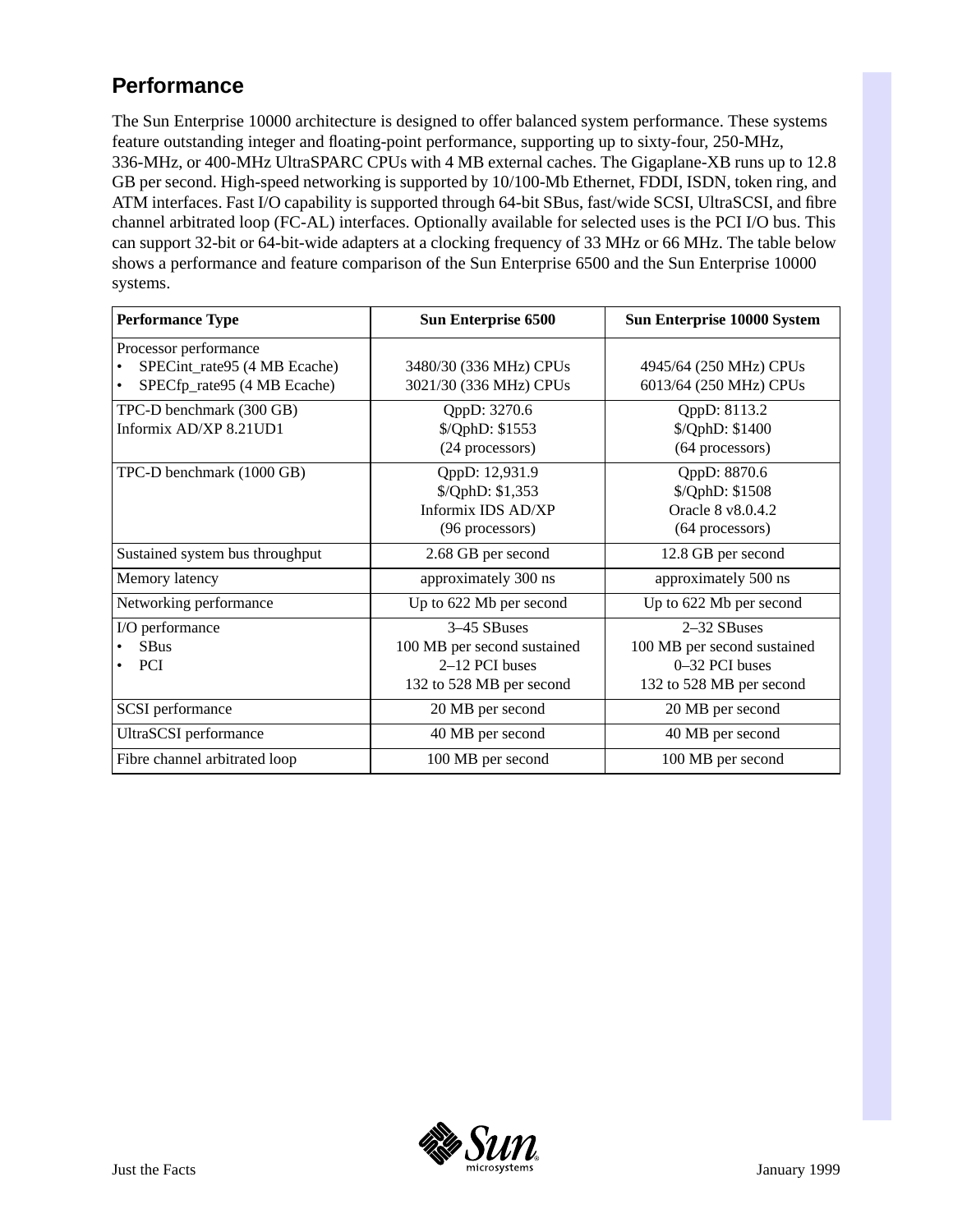## Performance

The Sun Enterprise 10000 architecture is designed to offer balanced system performance. These systems feature outstanding integer and floating-point performance, supporting up to sixty-four, 250-MHz, 336-MHz, or 400-MHz UltraSPARC CPUs with 4 MB external caches. The Gigaplane-XB runs up to 12.8 GB per second. High-speed networking is supported by 10/100-Mb Ethernet, FDDI, ISDN, token ring, and ATM interfaces. Fast I/O capability is supported through 64-bit SBus, fast/wide SCSI, UltraSCSI, and fibre channel arbitrated loop (FC-AL) interfaces. Optionally available for selected uses is the PCI I/O bus. This can support 32-bit or 64-bit-wide adapters at a clocking frequency of 33 MHz or 66 MHz. The table below shows a performance and feature comparison of the Sun Enterprise 6500 and the Sun Enterprise 10000 systems.

| Performance Type | Sun Enterprise 6500 | Sun Enterprise 10000 System |
|---|---|---|
| Processor performance<br>• SPECint_rate95 (4 MB Ecache)<br>• SPECfp_rate95 (4 MB Ecache) | <br>3480/30 (336 MHz) CPUs<br>3021/30 (336 MHz) CPUs | <br>4945/64 (250 MHz) CPUs<br>6013/64 (250 MHz) CPUs |
| TPC-D benchmark (300 GB)<br>Informix AD/XP 8.21UD1 | QppD: 3270.6<br>$/QphD: $1553<br>(24 processors) | QppD: 8113.2<br>$/QphD: $1400<br>(64 processors) |
| TPC-D benchmark (1000 GB) | QppD: 12,931.9<br>$/QphD: $1,353<br>Informix IDS AD/XP<br>(96 processors) | QppD: 8870.6<br>$/QphD: $1508<br>Oracle 8 v8.0.4.2<br>(64 processors) |
| Sustained system bus throughput | 2.68 GB per second | 12.8 GB per second |
| Memory latency | approximately 300 ns | approximately 500 ns |
| Networking performance | Up to 622 Mb per second | Up to 622 Mb per second |
| I/O performance<br>• SBus<br>• PCI | 3–45 SBuses<br>100 MB per second sustained<br>2–12 PCI buses<br>132 to 528 MB per second | 2–32 SBuses<br>100 MB per second sustained<br>0–32 PCI buses<br>132 to 528 MB per second |
| SCSI performance | 20 MB per second | 20 MB per second |
| UltraSCSI performance | 40 MB per second | 40 MB per second |
| Fibre channel arbitrated loop | 100 MB per second | 100 MB per second |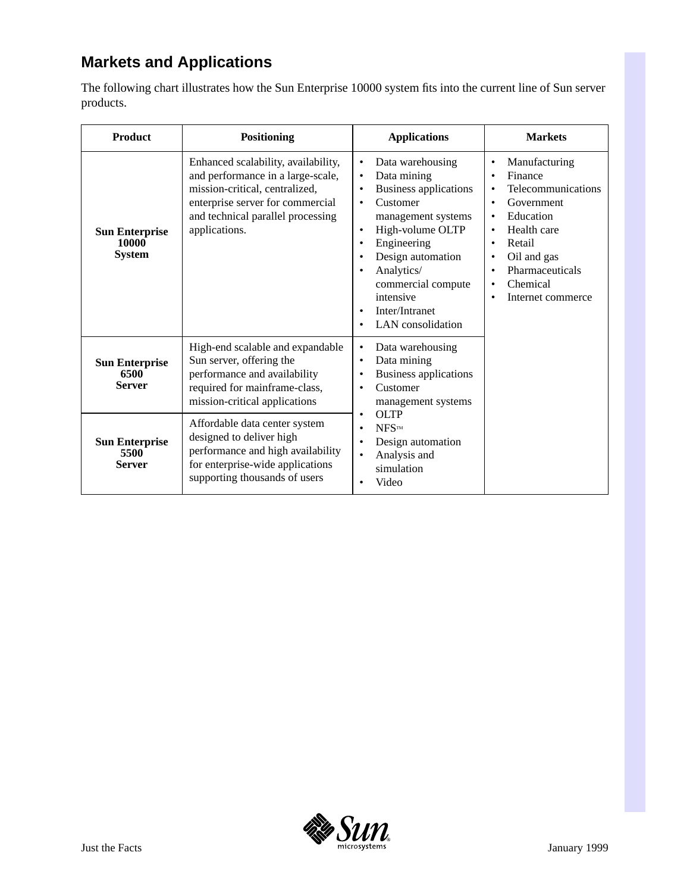## Markets and Applications

The following chart illustrates how the Sun Enterprise 10000 system fits into the current line of Sun server products.

| Product | Positioning | Applications | Markets |
|---|---|---|---|
| **Sun Enterprise 10000 System** | Enhanced scalability, availability, and performance in a large-scale, mission-critical, centralized, enterprise server for commercial and technical parallel processing applications. | • Data warehousing<br>• Data mining<br>• Business applications<br>• Customer management systems<br>• High-volume OLTP<br>• Engineering<br>• Design automation<br>• Analytics/ commercial compute intensive<br>• Inter/Intranet<br>• LAN consolidation | • Manufacturing<br>• Finance<br>• Telecommunications<br>• Government<br>• Education<br>• Health care<br>• Retail<br>• Oil and gas<br>• Pharmaceuticals<br>• Chemical<br>• Internet commerce |
| **Sun Enterprise 6500 Server** | High-end scalable and expandable Sun server, offering the performance and availability required for mainframe-class, mission-critical applications | • Data warehousing<br>• Data mining<br>• Business applications<br>• Customer management systems<br>• OLTP<br>• NFS™<br>• Design automation<br>• Analysis and simulation<br>• Video | |
| **Sun Enterprise 5500 Server** | Affordable data center system designed to deliver high performance and high availability for enterprise-wide applications supporting thousands of users | | |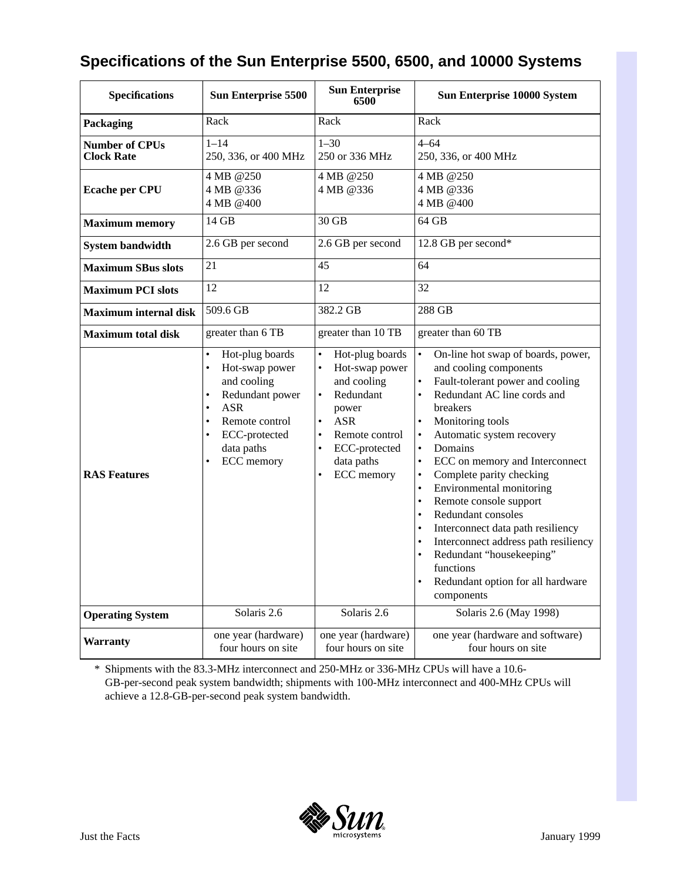## Specifications of the Sun Enterprise 5500, 6500, and 10000 Systems

| Specifications | Sun Enterprise 5500 | Sun Enterprise 6500 | Sun Enterprise 10000 System |
|---|---|---|---|
| **Packaging** | Rack | Rack | Rack |
| **Number of CPUs**<br>**Clock Rate** | 1–14<br>250, 336, or 400 MHz | 1–30<br>250 or 336 MHz | 4–64<br>250, 336, or 400 MHz |
| **Ecache per CPU** | 4 MB @250<br>4 MB @336<br>4 MB @400 | 4 MB @250<br>4 MB @336 | 4 MB @250<br>4 MB @336<br>4 MB @400 |
| **Maximum memory** | 14 GB | 30 GB | 64 GB |
| **System bandwidth** | 2.6 GB per second | 2.6 GB per second | 12.8 GB per second* |
| **Maximum SBus slots** | 21 | 45 | 64 |
| **Maximum PCI slots** | 12 | 12 | 32 |
| **Maximum internal disk** | 509.6 GB | 382.2 GB | 288 GB |
| **Maximum total disk** | greater than 6 TB | greater than 10 TB | greater than 60 TB |
| **RAS Features** | • Hot-plug boards<br>• Hot-swap power and cooling<br>• Redundant power<br>• ASR<br>• Remote control<br>• ECC-protected data paths<br>• ECC memory | • Hot-plug boards<br>• Hot-swap power and cooling<br>• Redundant power<br>• ASR<br>• Remote control<br>• ECC-protected data paths<br>• ECC memory | • On-line hot swap of boards, power, and cooling components<br>• Fault-tolerant power and cooling<br>• Redundant AC line cords and breakers<br>• Monitoring tools<br>• Automatic system recovery<br>• Domains<br>• ECC on memory and Interconnect<br>• Complete parity checking<br>• Environmental monitoring<br>• Remote console support<br>• Redundant consoles<br>• Interconnect data path resiliency<br>• Interconnect address path resiliency<br>• Redundant "housekeeping" functions<br>• Redundant option for all hardware components |
| **Operating System** | Solaris 2.6 | Solaris 2.6 | Solaris 2.6 (May 1998) |
| **Warranty** | one year (hardware)<br>four hours on site | one year (hardware)<br>four hours on site | one year (hardware and software)<br>four hours on site |

\* Shipments with the 83.3-MHz interconnect and 250-MHz or 336-MHz CPUs will have a 10.6-GB-per-second peak system bandwidth; shipments with 100-MHz interconnect and 400-MHz CPUs will achieve a 12.8-GB-per-second peak system bandwidth.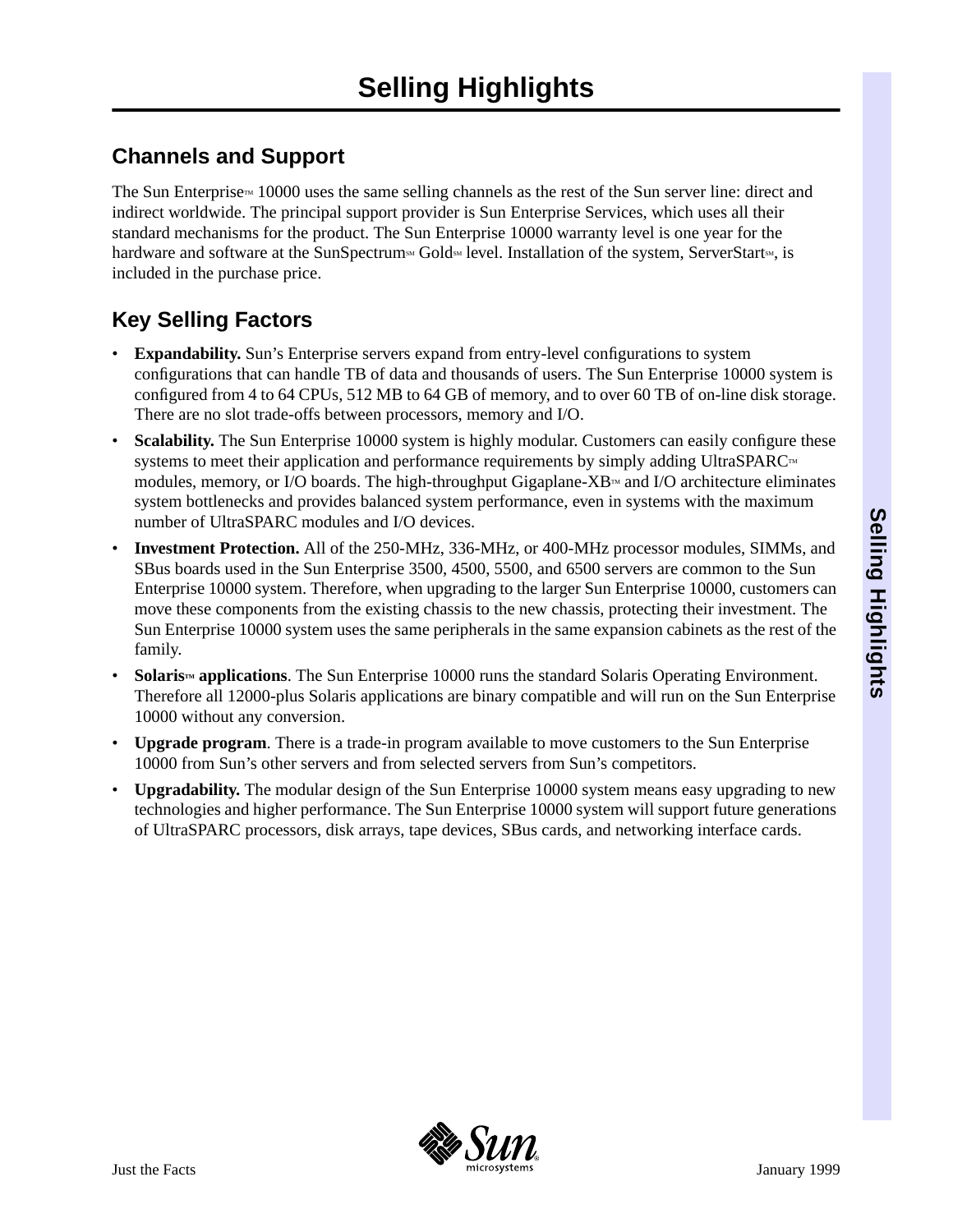# Selling Highlights

## Channels and Support

The Sun Enterprise™ 10000 uses the same selling channels as the rest of the Sun server line: direct and indirect worldwide. The principal support provider is Sun Enterprise Services, which uses all their standard mechanisms for the product. The Sun Enterprise 10000 warranty level is one year for the hardware and software at the SunSpectrum℠ Gold℠ level. Installation of the system, ServerStart℠, is included in the purchase price.

## Key Selling Factors

- **Expandability.** Sun's Enterprise servers expand from entry-level configurations to system configurations that can handle TB of data and thousands of users. The Sun Enterprise 10000 system is configured from 4 to 64 CPUs, 512 MB to 64 GB of memory, and to over 60 TB of on-line disk storage. There are no slot trade-offs between processors, memory and I/O.
- **Scalability.** The Sun Enterprise 10000 system is highly modular. Customers can easily configure these systems to meet their application and performance requirements by simply adding UltraSPARC™ modules, memory, or I/O boards. The high-throughput Gigaplane-XB™ and I/O architecture eliminates system bottlenecks and provides balanced system performance, even in systems with the maximum number of UltraSPARC modules and I/O devices.
- **Investment Protection.** All of the 250-MHz, 336-MHz, or 400-MHz processor modules, SIMMs, and SBus boards used in the Sun Enterprise 3500, 4500, 5500, and 6500 servers are common to the Sun Enterprise 10000 system. Therefore, when upgrading to the larger Sun Enterprise 10000, customers can move these components from the existing chassis to the new chassis, protecting their investment. The Sun Enterprise 10000 system uses the same peripherals in the same expansion cabinets as the rest of the family.
- **Solaris™ applications**. The Sun Enterprise 10000 runs the standard Solaris Operating Environment. Therefore all 12000-plus Solaris applications are binary compatible and will run on the Sun Enterprise 10000 without any conversion.
- **Upgrade program**. There is a trade-in program available to move customers to the Sun Enterprise 10000 from Sun's other servers and from selected servers from Sun's competitors.
- **Upgradability.** The modular design of the Sun Enterprise 10000 system means easy upgrading to new technologies and higher performance. The Sun Enterprise 10000 system will support future generations of UltraSPARC processors, disk arrays, tape devices, SBus cards, and networking interface cards.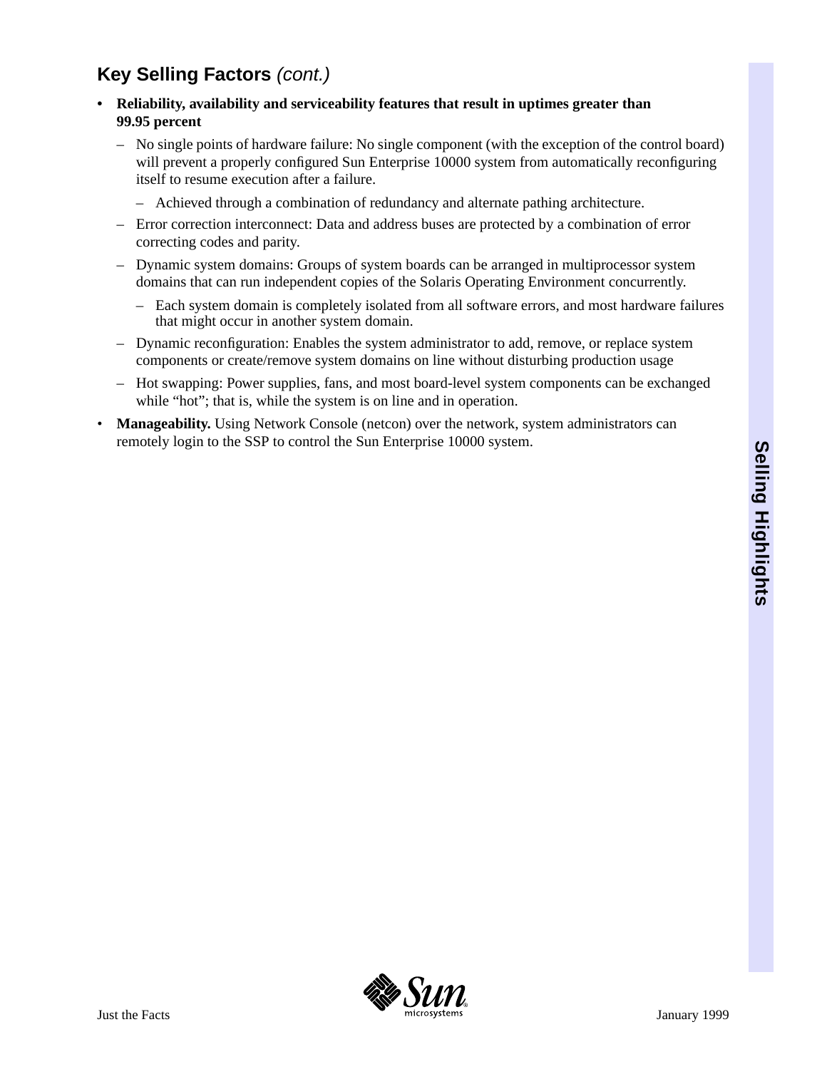## Key Selling Factors *(cont.)*

- **Reliability, availability and serviceability features that result in uptimes greater than 99.95 percent**
  - No single points of hardware failure: No single component (with the exception of the control board) will prevent a properly configured Sun Enterprise 10000 system from automatically reconfiguring itself to resume execution after a failure.
    - Achieved through a combination of redundancy and alternate pathing architecture.
  - Error correction interconnect: Data and address buses are protected by a combination of error correcting codes and parity.
  - Dynamic system domains: Groups of system boards can be arranged in multiprocessor system domains that can run independent copies of the Solaris Operating Environment concurrently.
    - Each system domain is completely isolated from all software errors, and most hardware failures that might occur in another system domain.
  - Dynamic reconfiguration: Enables the system administrator to add, remove, or replace system components or create/remove system domains on line without disturbing production usage
  - Hot swapping: Power supplies, fans, and most board-level system components can be exchanged while "hot"; that is, while the system is on line and in operation.
- **Manageability.** Using Network Console (netcon) over the network, system administrators can remotely login to the SSP to control the Sun Enterprise 10000 system.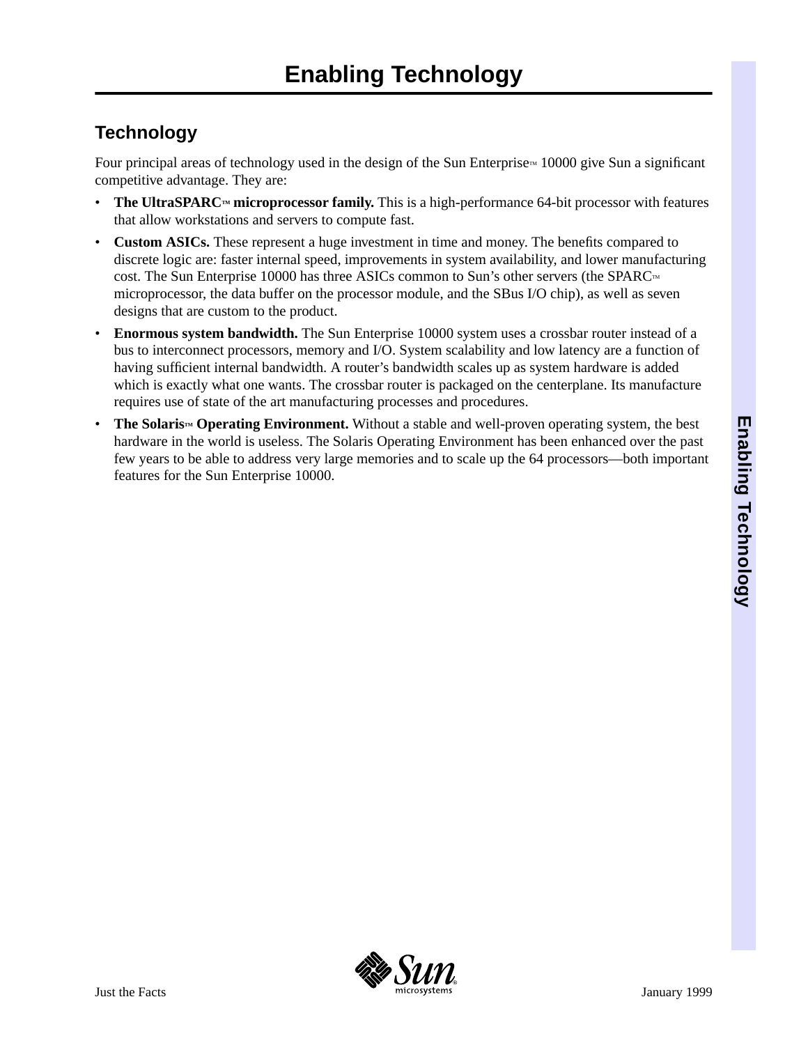# Enabling Technology

## Technology

Four principal areas of technology used in the design of the Sun Enterprise™ 10000 give Sun a significant competitive advantage. They are:

- **The UltraSPARC™ microprocessor family.** This is a high-performance 64-bit processor with features that allow workstations and servers to compute fast.
- **Custom ASICs.** These represent a huge investment in time and money. The benefits compared to discrete logic are: faster internal speed, improvements in system availability, and lower manufacturing cost. The Sun Enterprise 10000 has three ASICs common to Sun's other servers (the SPARC™ microprocessor, the data buffer on the processor module, and the SBus I/O chip), as well as seven designs that are custom to the product.
- **Enormous system bandwidth.** The Sun Enterprise 10000 system uses a crossbar router instead of a bus to interconnect processors, memory and I/O. System scalability and low latency are a function of having sufficient internal bandwidth. A router's bandwidth scales up as system hardware is added which is exactly what one wants. The crossbar router is packaged on the centerplane. Its manufacture requires use of state of the art manufacturing processes and procedures.
- **The Solaris™ Operating Environment.** Without a stable and well-proven operating system, the best hardware in the world is useless. The Solaris Operating Environment has been enhanced over the past few years to be able to address very large memories and to scale up the 64 processors—both important features for the Sun Enterprise 10000.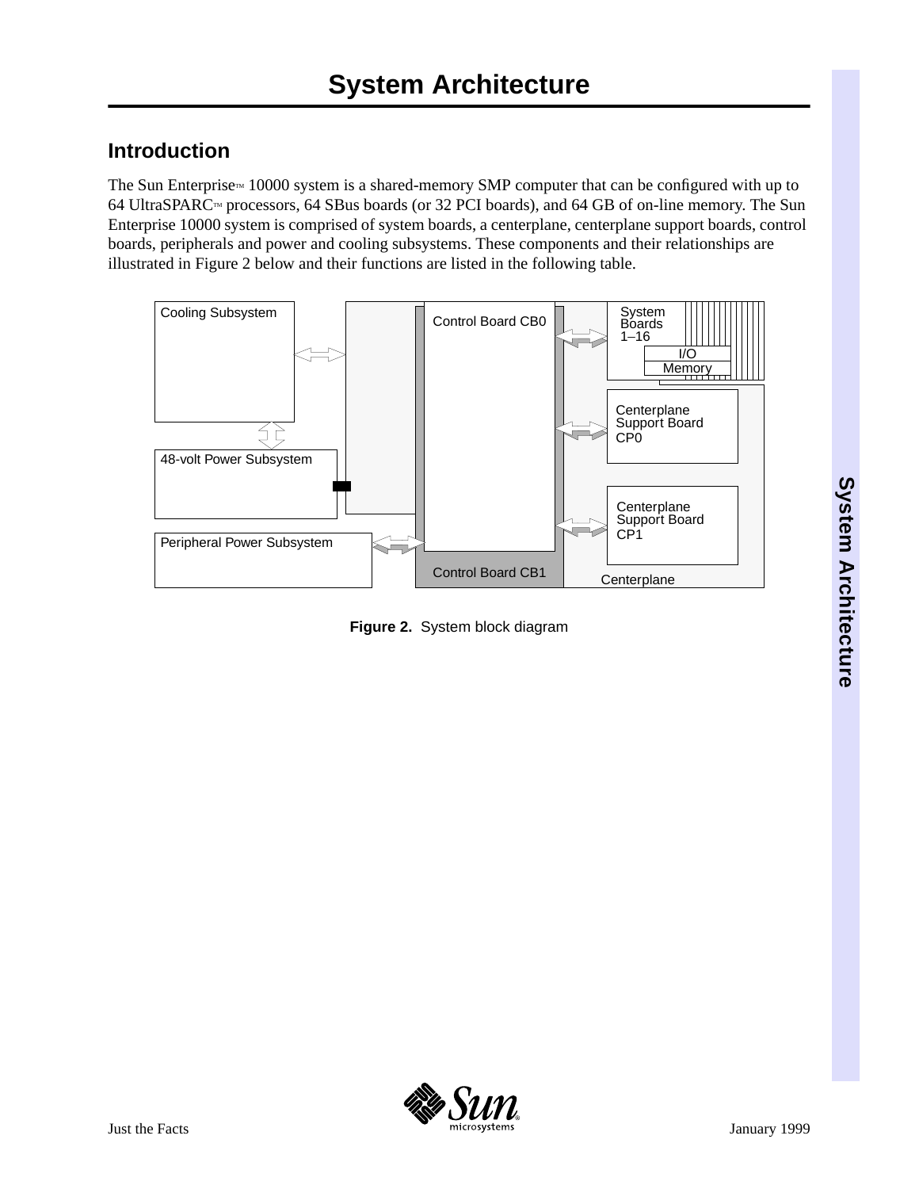# System Architecture

## Introduction

The Sun Enterprise™ 10000 system is a shared-memory SMP computer that can be configured with up to 64 UltraSPARC™ processors, 64 SBus boards (or 32 PCI boards), and 64 GB of on-line memory. The Sun Enterprise 10000 system is comprised of system boards, a centerplane, centerplane support boards, control boards, peripherals and power and cooling subsystems. These components and their relationships are illustrated in Figure 2 below and their functions are listed in the following table.

**Figure 2.** System block diagram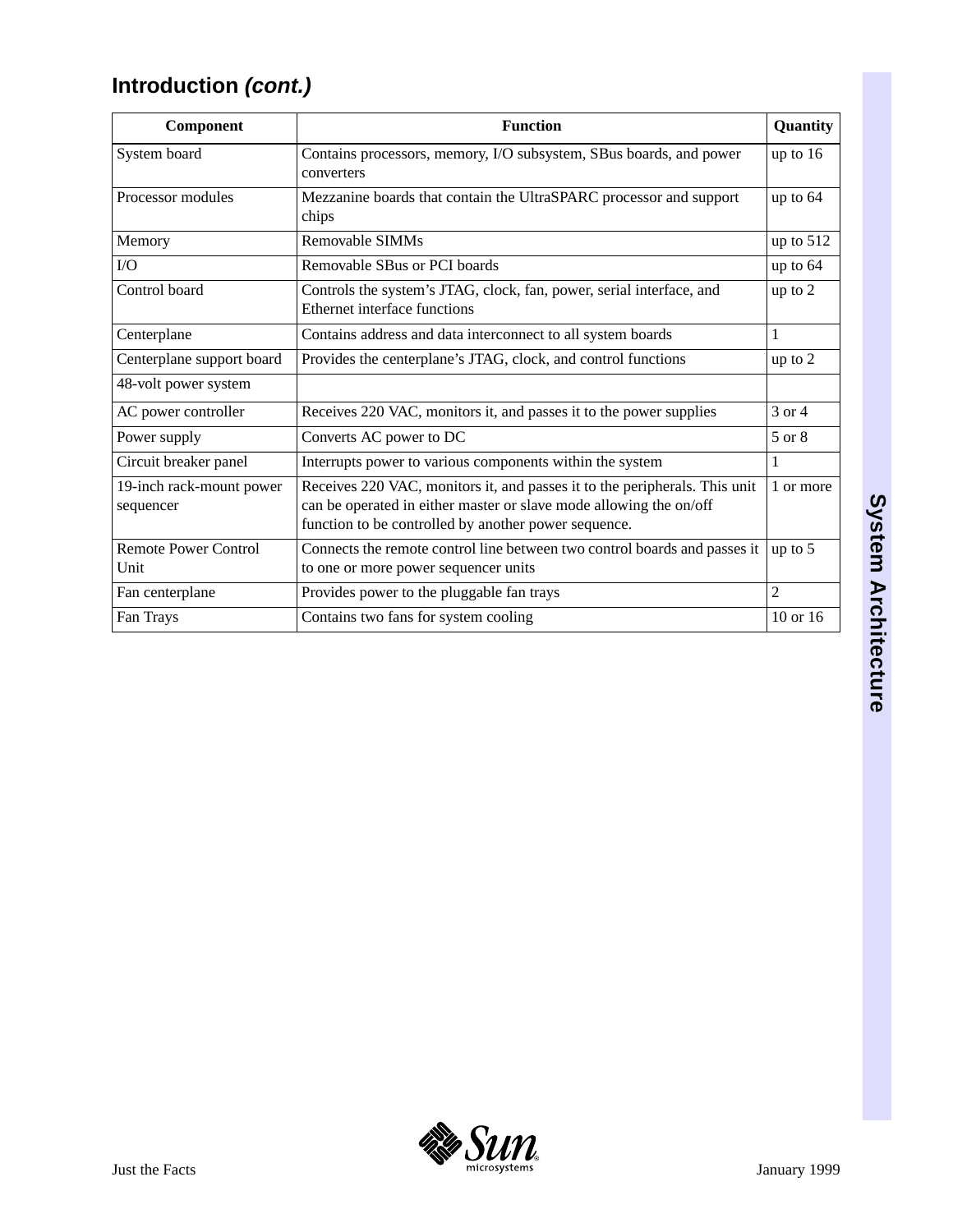## Introduction *(cont.)*

| Component | Function | Quantity |
|---|---|---|
| System board | Contains processors, memory, I/O subsystem, SBus boards, and power converters | up to 16 |
| Processor modules | Mezzanine boards that contain the UltraSPARC processor and support chips | up to 64 |
| Memory | Removable SIMMs | up to 512 |
| I/O | Removable SBus or PCI boards | up to 64 |
| Control board | Controls the system's JTAG, clock, fan, power, serial interface, and Ethernet interface functions | up to 2 |
| Centerplane | Contains address and data interconnect to all system boards | 1 |
| Centerplane support board | Provides the centerplane's JTAG, clock, and control functions | up to 2 |
| 48-volt power system | | |
| AC power controller | Receives 220 VAC, monitors it, and passes it to the power supplies | 3 or 4 |
| Power supply | Converts AC power to DC | 5 or 8 |
| Circuit breaker panel | Interrupts power to various components within the system | 1 |
| 19-inch rack-mount power sequencer | Receives 220 VAC, monitors it, and passes it to the peripherals. This unit can be operated in either master or slave mode allowing the on/off function to be controlled by another power sequence. | 1 or more |
| Remote Power Control Unit | Connects the remote control line between two control boards and passes it to one or more power sequencer units | up to 5 |
| Fan centerplane | Provides power to the pluggable fan trays | 2 |
| Fan Trays | Contains two fans for system cooling | 10 or 16 |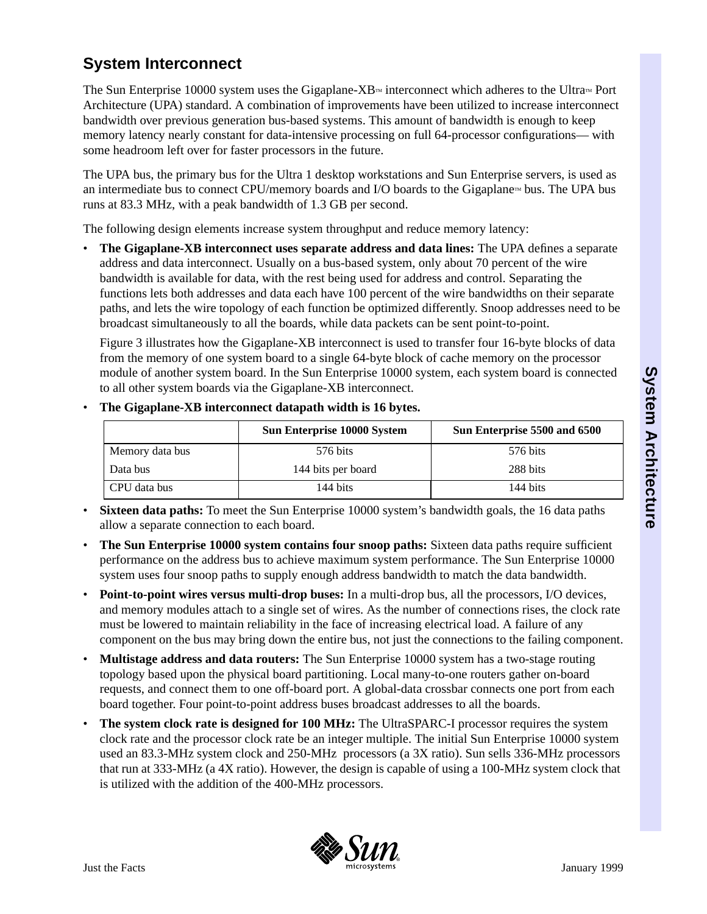## System Interconnect

The Sun Enterprise 10000 system uses the Gigaplane-XB™ interconnect which adheres to the Ultra™ Port Architecture (UPA) standard. A combination of improvements have been utilized to increase interconnect bandwidth over previous generation bus-based systems. This amount of bandwidth is enough to keep memory latency nearly constant for data-intensive processing on full 64-processor configurations— with some headroom left over for faster processors in the future.

The UPA bus, the primary bus for the Ultra 1 desktop workstations and Sun Enterprise servers, is used as an intermediate bus to connect CPU/memory boards and I/O boards to the Gigaplane™ bus. The UPA bus runs at 83.3 MHz, with a peak bandwidth of 1.3 GB per second.

The following design elements increase system throughput and reduce memory latency:

- **The Gigaplane-XB interconnect uses separate address and data lines:** The UPA defines a separate address and data interconnect. Usually on a bus-based system, only about 70 percent of the wire bandwidth is available for data, with the rest being used for address and control. Separating the functions lets both addresses and data each have 100 percent of the wire bandwidths on their separate paths, and lets the wire topology of each function be optimized differently. Snoop addresses need to be broadcast simultaneously to all the boards, while data packets can be sent point-to-point.

  Figure 3 illustrates how the Gigaplane-XB interconnect is used to transfer four 16-byte blocks of data from the memory of one system board to a single 64-byte block of cache memory on the processor module of another system board. In the Sun Enterprise 10000 system, each system board is connected to all other system boards via the Gigaplane-XB interconnect.

- **The Gigaplane-XB interconnect datapath width is 16 bytes.**

| | Sun Enterprise 10000 System | Sun Enterprise 5500 and 6500 |
|---|---|---|
| Memory data bus | 576 bits | 576 bits |
| Data bus | 144 bits per board | 288 bits |
| CPU data bus | 144 bits | 144 bits |

- **Sixteen data paths:** To meet the Sun Enterprise 10000 system's bandwidth goals, the 16 data paths allow a separate connection to each board.
- **The Sun Enterprise 10000 system contains four snoop paths:** Sixteen data paths require sufficient performance on the address bus to achieve maximum system performance. The Sun Enterprise 10000 system uses four snoop paths to supply enough address bandwidth to match the data bandwidth.
- **Point-to-point wires versus multi-drop buses:** In a multi-drop bus, all the processors, I/O devices, and memory modules attach to a single set of wires. As the number of connections rises, the clock rate must be lowered to maintain reliability in the face of increasing electrical load. A failure of any component on the bus may bring down the entire bus, not just the connections to the failing component.
- **Multistage address and data routers:** The Sun Enterprise 10000 system has a two-stage routing topology based upon the physical board partitioning. Local many-to-one routers gather on-board requests, and connect them to one off-board port. A global-data crossbar connects one port from each board together. Four point-to-point address buses broadcast addresses to all the boards.
- **The system clock rate is designed for 100 MHz:** The UltraSPARC-I processor requires the system clock rate and the processor clock rate be an integer multiple. The initial Sun Enterprise 10000 system used an 83.3-MHz system clock and 250-MHz processors (a 3X ratio). Sun sells 336-MHz processors that run at 333-MHz (a 4X ratio). However, the design is capable of using a 100-MHz system clock that is utilized with the addition of the 400-MHz processors.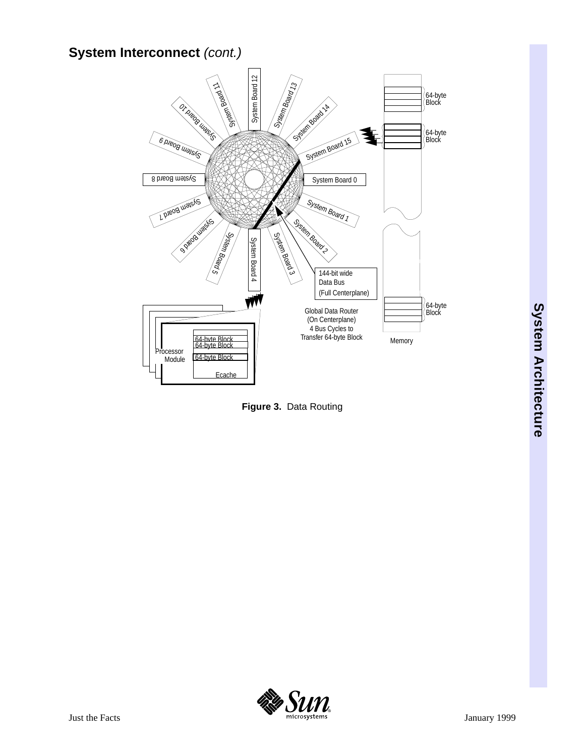## System Interconnect *(cont.)*

System Board 12
System Board 11
System Board 13
System Board 10
System Board 14
System Board 9
System Board 15
System Board 8
System Board 0
System Board 7
System Board 1
System Board 6
System Board 2
System Board 5
System Board 4
System Board 3

64-byte Block
64-byte Block
64-byte Block
Memory

144-bit wide Data Bus (Full Centerplane)

Global Data Router (On Centerplane) 4 Bus Cycles to Transfer 64-byte Block

Processor Module
64-byte Block
64-byte Block
64-byte Block
Ecache

**Figure 3.** Data Routing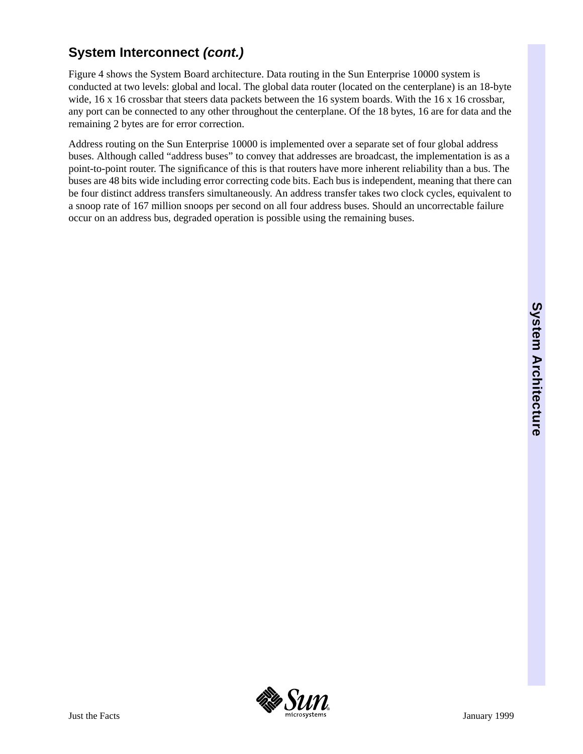## System Interconnect *(cont.)*

Figure 4 shows the System Board architecture. Data routing in the Sun Enterprise 10000 system is conducted at two levels: global and local. The global data router (located on the centerplane) is an 18-byte wide, 16 x 16 crossbar that steers data packets between the 16 system boards. With the 16 x 16 crossbar, any port can be connected to any other throughout the centerplane. Of the 18 bytes, 16 are for data and the remaining 2 bytes are for error correction.

Address routing on the Sun Enterprise 10000 is implemented over a separate set of four global address buses. Although called “address buses” to convey that addresses are broadcast, the implementation is as a point-to-point router. The significance of this is that routers have more inherent reliability than a bus. The buses are 48 bits wide including error correcting code bits. Each bus is independent, meaning that there can be four distinct address transfers simultaneously. An address transfer takes two clock cycles, equivalent to a snoop rate of 167 million snoops per second on all four address buses. Should an uncorrectable failure occur on an address bus, degraded operation is possible using the remaining buses.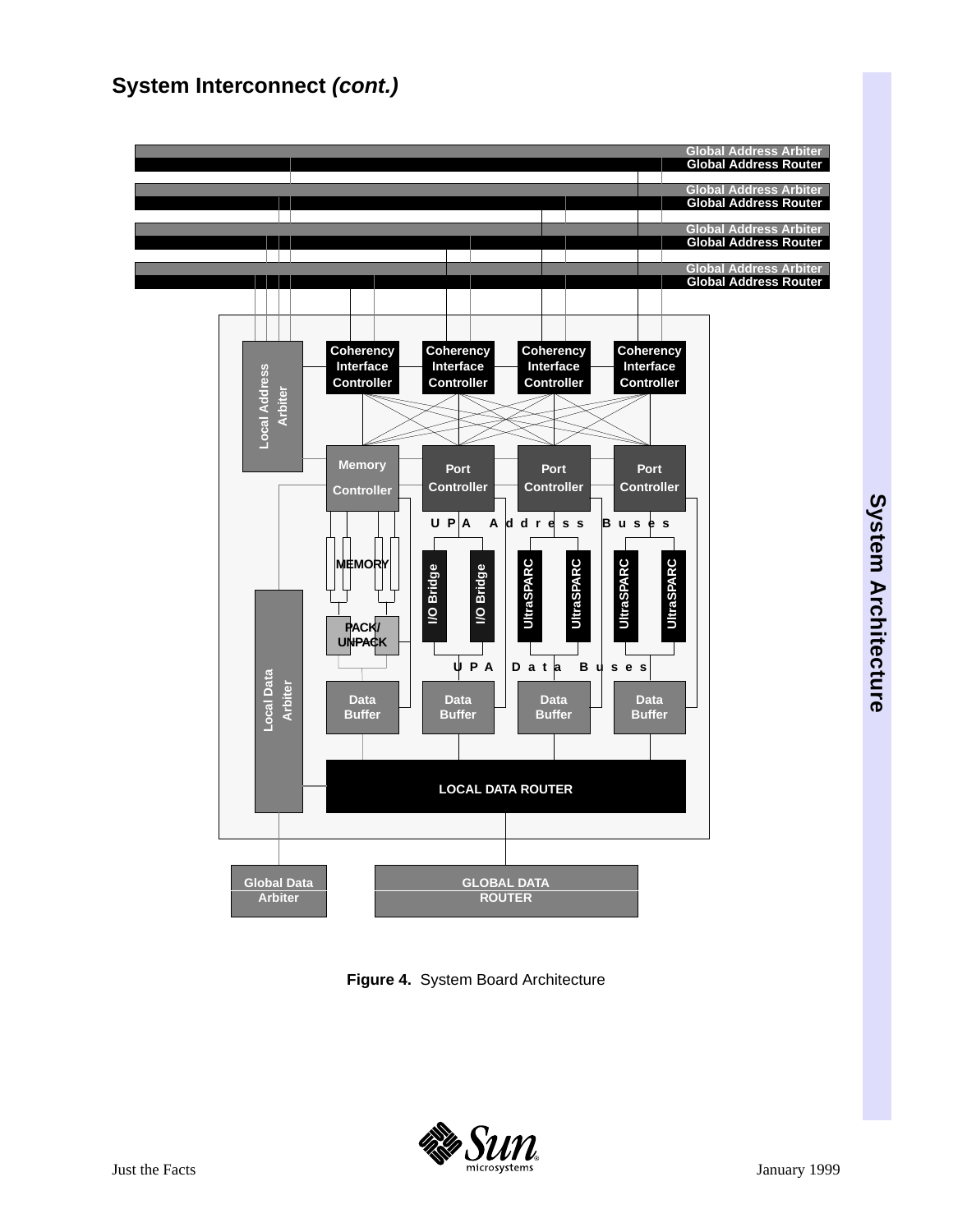## System Interconnect *(cont.)*

Global Address Arbiter
Global Address Router

Global Address Arbiter
Global Address Router

Global Address Arbiter
Global Address Router

Global Address Arbiter
Global Address Router

Local Address Arbiter

Coherency Interface Controller | Coherency Interface Controller | Coherency Interface Controller | Coherency Interface Controller

Memory Controller | Port Controller | Port Controller | Port Controller

UPA Address Buses

MEMORY

I/O Bridge | I/O Bridge | UltraSPARC | UltraSPARC | UltraSPARC | UltraSPARC

PACK/ UNPACK

UPA Data Buses

Local Data Arbiter

Data Buffer | Data Buffer | Data Buffer | Data Buffer

LOCAL DATA ROUTER

Global Data Arbiter

GLOBAL DATA ROUTER

**Figure 4.** System Board Architecture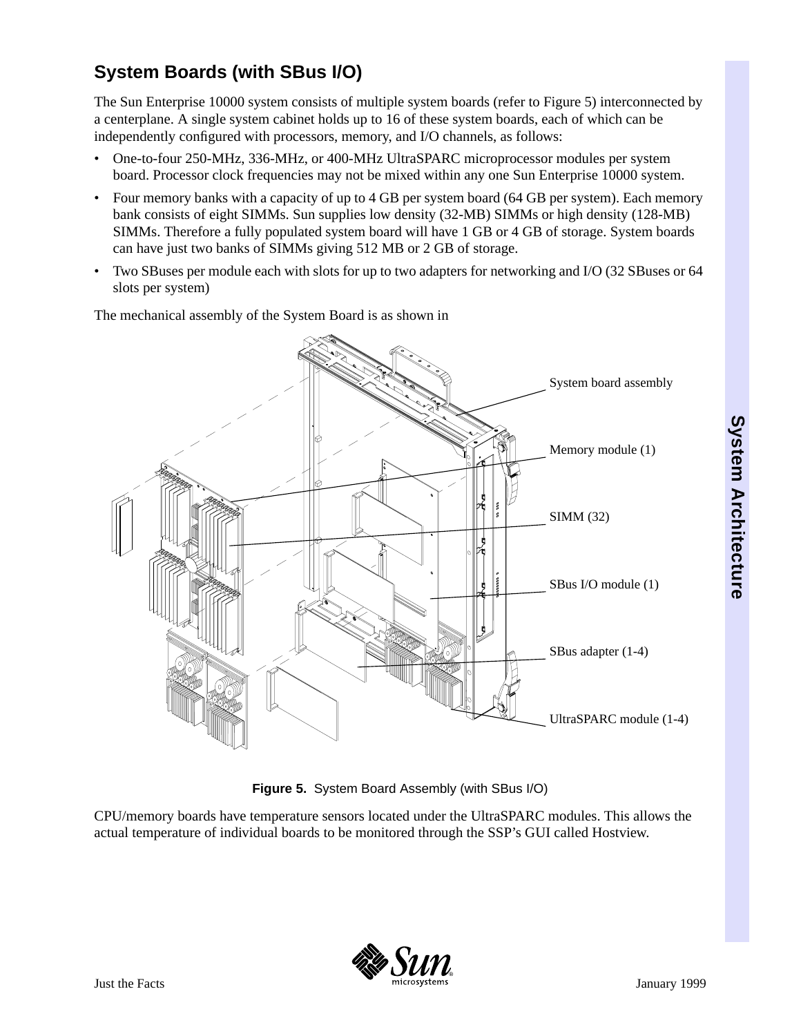## System Boards (with SBus I/O)

The Sun Enterprise 10000 system consists of multiple system boards (refer to Figure 5) interconnected by a centerplane. A single system cabinet holds up to 16 of these system boards, each of which can be independently configured with processors, memory, and I/O channels, as follows:

- One-to-four 250-MHz, 336-MHz, or 400-MHz UltraSPARC microprocessor modules per system board. Processor clock frequencies may not be mixed within any one Sun Enterprise 10000 system.
- Four memory banks with a capacity of up to 4 GB per system board (64 GB per system). Each memory bank consists of eight SIMMs. Sun supplies low density (32-MB) SIMMs or high density (128-MB) SIMMs. Therefore a fully populated system board will have 1 GB or 4 GB of storage. System boards can have just two banks of SIMMs giving 512 MB or 2 GB of storage.
- Two SBuses per module each with slots for up to two adapters for networking and I/O (32 SBuses or 64 slots per system)

The mechanical assembly of the System Board is as shown in

System board assembly

Memory module (1)

SIMM (32)

SBus I/O module (1)

SBus adapter (1-4)

UltraSPARC module (1-4)

**Figure 5.** System Board Assembly (with SBus I/O)

CPU/memory boards have temperature sensors located under the UltraSPARC modules. This allows the actual temperature of individual boards to be monitored through the SSP's GUI called Hostview.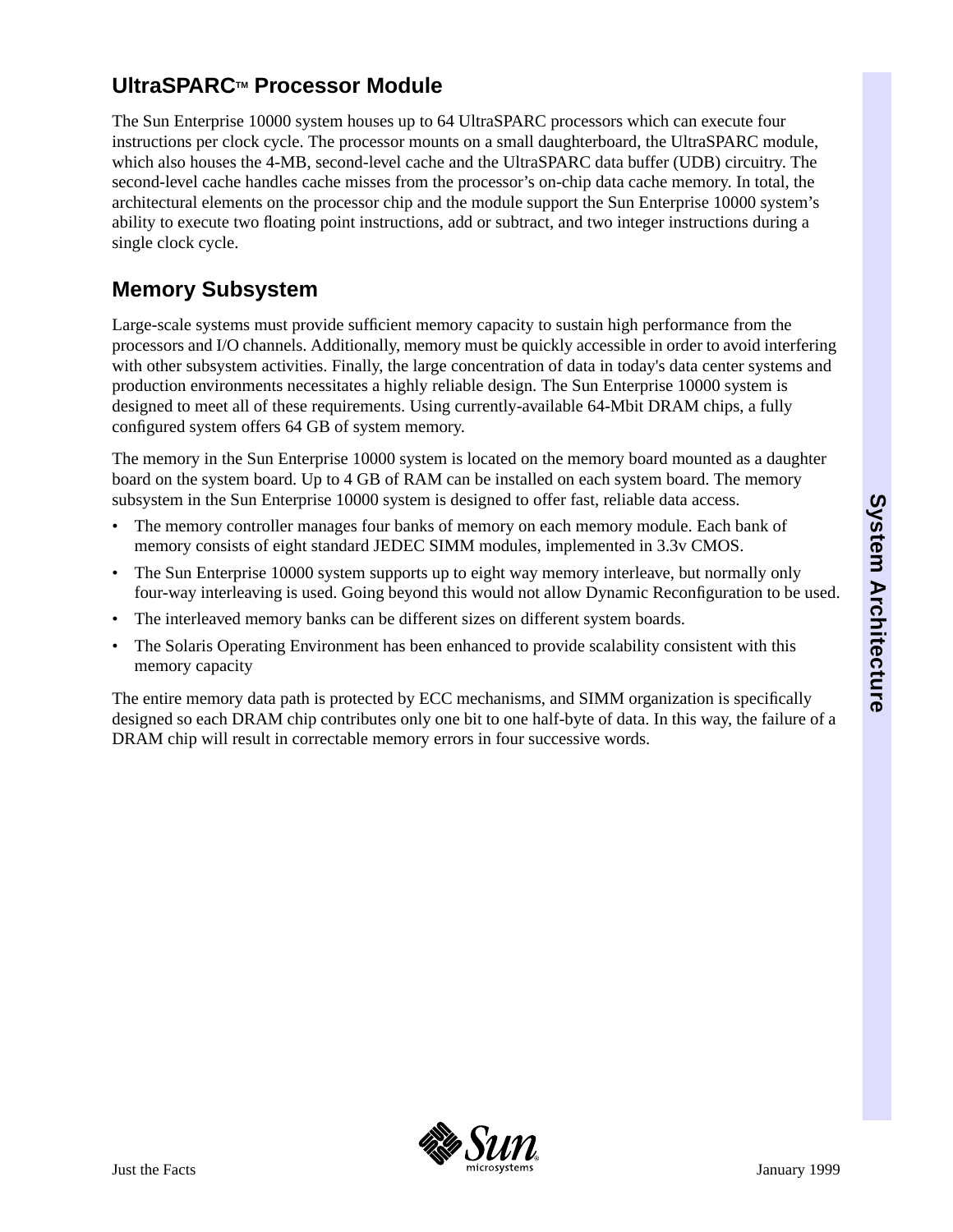## UltraSPARC™ Processor Module

The Sun Enterprise 10000 system houses up to 64 UltraSPARC processors which can execute four instructions per clock cycle. The processor mounts on a small daughterboard, the UltraSPARC module, which also houses the 4-MB, second-level cache and the UltraSPARC data buffer (UDB) circuitry. The second-level cache handles cache misses from the processor's on-chip data cache memory. In total, the architectural elements on the processor chip and the module support the Sun Enterprise 10000 system's ability to execute two floating point instructions, add or subtract, and two integer instructions during a single clock cycle.

## Memory Subsystem

Large-scale systems must provide sufficient memory capacity to sustain high performance from the processors and I/O channels. Additionally, memory must be quickly accessible in order to avoid interfering with other subsystem activities. Finally, the large concentration of data in today's data center systems and production environments necessitates a highly reliable design. The Sun Enterprise 10000 system is designed to meet all of these requirements. Using currently-available 64-Mbit DRAM chips, a fully configured system offers 64 GB of system memory.

The memory in the Sun Enterprise 10000 system is located on the memory board mounted as a daughter board on the system board. Up to 4 GB of RAM can be installed on each system board. The memory subsystem in the Sun Enterprise 10000 system is designed to offer fast, reliable data access.

- The memory controller manages four banks of memory on each memory module. Each bank of memory consists of eight standard JEDEC SIMM modules, implemented in 3.3v CMOS.
- The Sun Enterprise 10000 system supports up to eight way memory interleave, but normally only four-way interleaving is used. Going beyond this would not allow Dynamic Reconfiguration to be used.
- The interleaved memory banks can be different sizes on different system boards.
- The Solaris Operating Environment has been enhanced to provide scalability consistent with this memory capacity

The entire memory data path is protected by ECC mechanisms, and SIMM organization is specifically designed so each DRAM chip contributes only one bit to one half-byte of data. In this way, the failure of a DRAM chip will result in correctable memory errors in four successive words.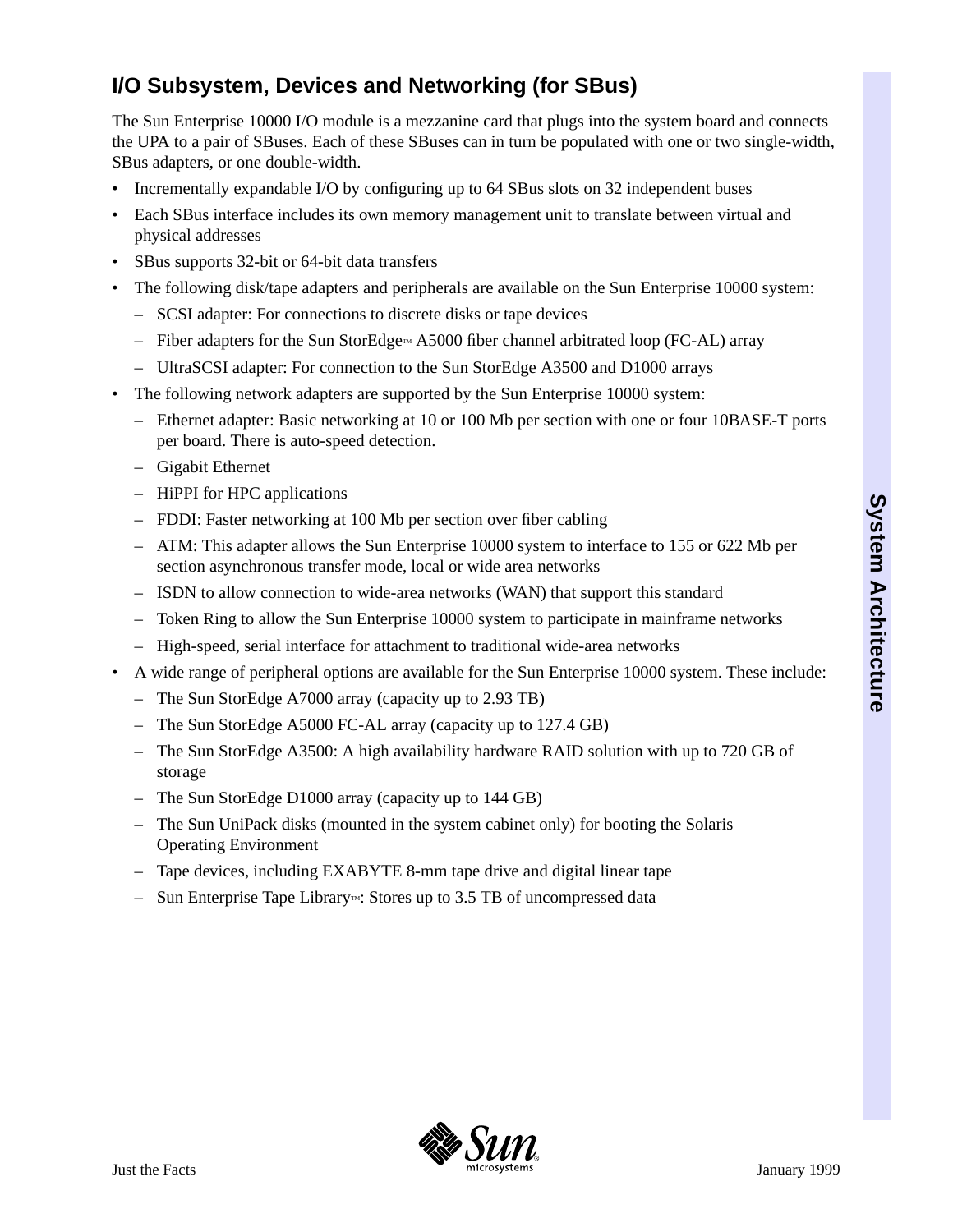## I/O Subsystem, Devices and Networking (for SBus)

The Sun Enterprise 10000 I/O module is a mezzanine card that plugs into the system board and connects the UPA to a pair of SBuses. Each of these SBuses can in turn be populated with one or two single-width, SBus adapters, or one double-width.

- Incrementally expandable I/O by configuring up to 64 SBus slots on 32 independent buses
- Each SBus interface includes its own memory management unit to translate between virtual and physical addresses
- SBus supports 32-bit or 64-bit data transfers
- The following disk/tape adapters and peripherals are available on the Sun Enterprise 10000 system:
  - SCSI adapter: For connections to discrete disks or tape devices
  - Fiber adapters for the Sun StorEdge™ A5000 fiber channel arbitrated loop (FC-AL) array
  - UltraSCSI adapter: For connection to the Sun StorEdge A3500 and D1000 arrays
- The following network adapters are supported by the Sun Enterprise 10000 system:
  - Ethernet adapter: Basic networking at 10 or 100 Mb per section with one or four 10BASE-T ports per board. There is auto-speed detection.
  - Gigabit Ethernet
  - HiPPI for HPC applications
  - FDDI: Faster networking at 100 Mb per section over fiber cabling
  - ATM: This adapter allows the Sun Enterprise 10000 system to interface to 155 or 622 Mb per section asynchronous transfer mode, local or wide area networks
  - ISDN to allow connection to wide-area networks (WAN) that support this standard
  - Token Ring to allow the Sun Enterprise 10000 system to participate in mainframe networks
  - High-speed, serial interface for attachment to traditional wide-area networks
- A wide range of peripheral options are available for the Sun Enterprise 10000 system. These include:
  - The Sun StorEdge A7000 array (capacity up to 2.93 TB)
  - The Sun StorEdge A5000 FC-AL array (capacity up to 127.4 GB)
  - The Sun StorEdge A3500: A high availability hardware RAID solution with up to 720 GB of storage
  - The Sun StorEdge D1000 array (capacity up to 144 GB)
  - The Sun UniPack disks (mounted in the system cabinet only) for booting the Solaris Operating Environment
  - Tape devices, including EXABYTE 8-mm tape drive and digital linear tape
  - Sun Enterprise Tape Library™: Stores up to 3.5 TB of uncompressed data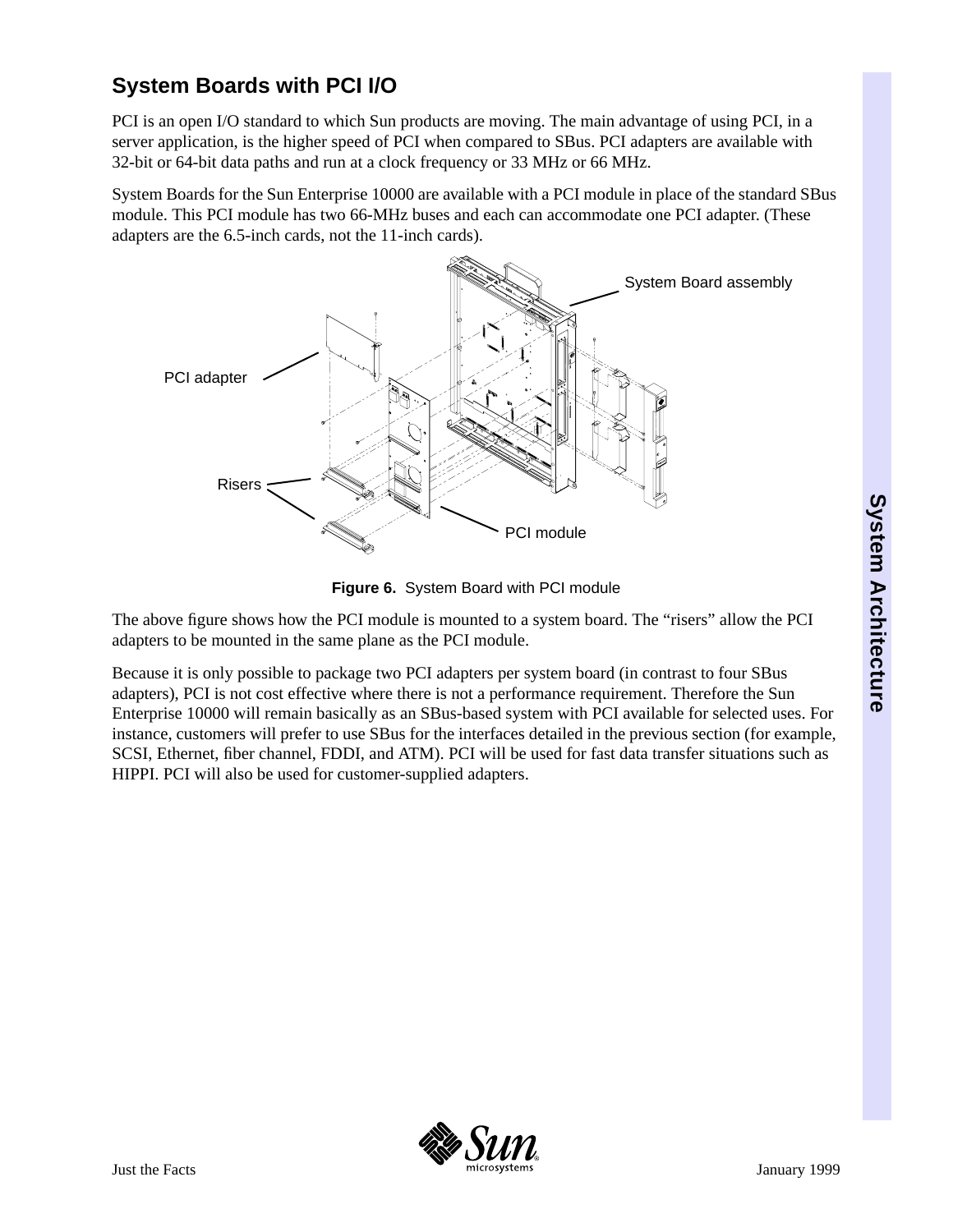## System Boards with PCI I/O

PCI is an open I/O standard to which Sun products are moving. The main advantage of using PCI, in a server application, is the higher speed of PCI when compared to SBus. PCI adapters are available with 32-bit or 64-bit data paths and run at a clock frequency or 33 MHz or 66 MHz.

System Boards for the Sun Enterprise 10000 are available with a PCI module in place of the standard SBus module. This PCI module has two 66-MHz buses and each can accommodate one PCI adapter. (These adapters are the 6.5-inch cards, not the 11-inch cards).

**Figure 6.** System Board with PCI module

The above figure shows how the PCI module is mounted to a system board. The "risers" allow the PCI adapters to be mounted in the same plane as the PCI module.

Because it is only possible to package two PCI adapters per system board (in contrast to four SBus adapters), PCI is not cost effective where there is not a performance requirement. Therefore the Sun Enterprise 10000 will remain basically as an SBus-based system with PCI available for selected uses. For instance, customers will prefer to use SBus for the interfaces detailed in the previous section (for example, SCSI, Ethernet, fiber channel, FDDI, and ATM). PCI will be used for fast data transfer situations such as HIPPI. PCI will also be used for customer-supplied adapters.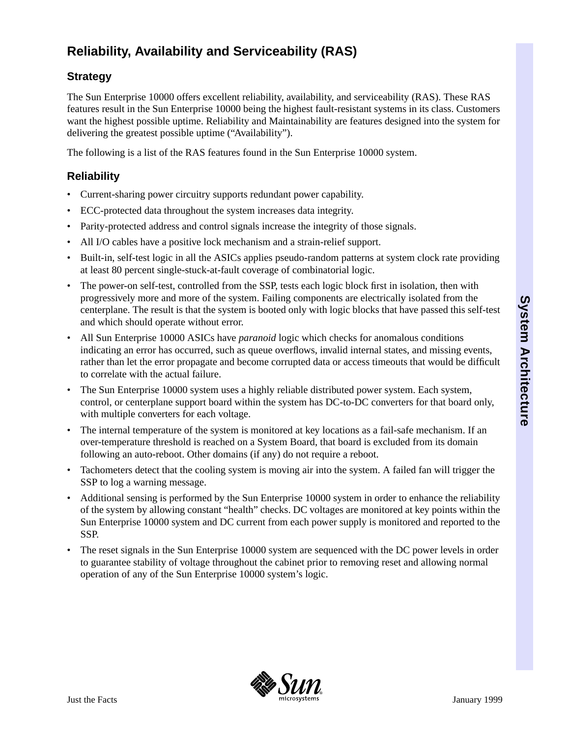# Reliability, Availability and Serviceability (RAS)

## Strategy

The Sun Enterprise 10000 offers excellent reliability, availability, and serviceability (RAS). These RAS features result in the Sun Enterprise 10000 being the highest fault-resistant systems in its class. Customers want the highest possible uptime. Reliability and Maintainability are features designed into the system for delivering the greatest possible uptime (“Availability”).

The following is a list of the RAS features found in the Sun Enterprise 10000 system.

## Reliability

- Current-sharing power circuitry supports redundant power capability.
- ECC-protected data throughout the system increases data integrity.
- Parity-protected address and control signals increase the integrity of those signals.
- All I/O cables have a positive lock mechanism and a strain-relief support.
- Built-in, self-test logic in all the ASICs applies pseudo-random patterns at system clock rate providing at least 80 percent single-stuck-at-fault coverage of combinatorial logic.
- The power-on self-test, controlled from the SSP, tests each logic block first in isolation, then with progressively more and more of the system. Failing components are electrically isolated from the centerplane. The result is that the system is booted only with logic blocks that have passed this self-test and which should operate without error.
- All Sun Enterprise 10000 ASICs have *paranoid* logic which checks for anomalous conditions indicating an error has occurred, such as queue overflows, invalid internal states, and missing events, rather than let the error propagate and become corrupted data or access timeouts that would be difficult to correlate with the actual failure.
- The Sun Enterprise 10000 system uses a highly reliable distributed power system. Each system, control, or centerplane support board within the system has DC-to-DC converters for that board only, with multiple converters for each voltage.
- The internal temperature of the system is monitored at key locations as a fail-safe mechanism. If an over-temperature threshold is reached on a System Board, that board is excluded from its domain following an auto-reboot. Other domains (if any) do not require a reboot.
- Tachometers detect that the cooling system is moving air into the system. A failed fan will trigger the SSP to log a warning message.
- Additional sensing is performed by the Sun Enterprise 10000 system in order to enhance the reliability of the system by allowing constant “health” checks. DC voltages are monitored at key points within the Sun Enterprise 10000 system and DC current from each power supply is monitored and reported to the SSP.
- The reset signals in the Sun Enterprise 10000 system are sequenced with the DC power levels in order to guarantee stability of voltage throughout the cabinet prior to removing reset and allowing normal operation of any of the Sun Enterprise 10000 system’s logic.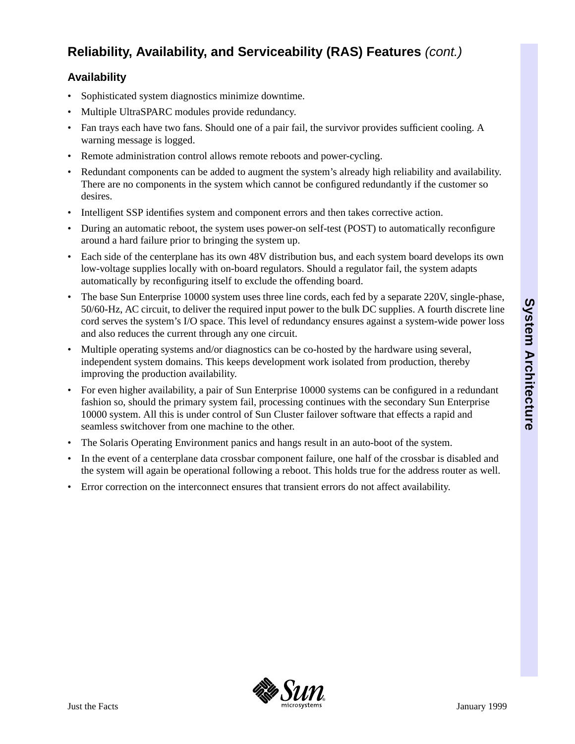## Reliability, Availability, and Serviceability (RAS) Features *(cont.)*

### Availability

- Sophisticated system diagnostics minimize downtime.
- Multiple UltraSPARC modules provide redundancy.
- Fan trays each have two fans. Should one of a pair fail, the survivor provides sufficient cooling. A warning message is logged.
- Remote administration control allows remote reboots and power-cycling.
- Redundant components can be added to augment the system's already high reliability and availability. There are no components in the system which cannot be configured redundantly if the customer so desires.
- Intelligent SSP identifies system and component errors and then takes corrective action.
- During an automatic reboot, the system uses power-on self-test (POST) to automatically reconfigure around a hard failure prior to bringing the system up.
- Each side of the centerplane has its own 48V distribution bus, and each system board develops its own low-voltage supplies locally with on-board regulators. Should a regulator fail, the system adapts automatically by reconfiguring itself to exclude the offending board.
- The base Sun Enterprise 10000 system uses three line cords, each fed by a separate 220V, single-phase, 50/60-Hz, AC circuit, to deliver the required input power to the bulk DC supplies. A fourth discrete line cord serves the system's I/O space. This level of redundancy ensures against a system-wide power loss and also reduces the current through any one circuit.
- Multiple operating systems and/or diagnostics can be co-hosted by the hardware using several, independent system domains. This keeps development work isolated from production, thereby improving the production availability.
- For even higher availability, a pair of Sun Enterprise 10000 systems can be configured in a redundant fashion so, should the primary system fail, processing continues with the secondary Sun Enterprise 10000 system. All this is under control of Sun Cluster failover software that effects a rapid and seamless switchover from one machine to the other.
- The Solaris Operating Environment panics and hangs result in an auto-boot of the system.
- In the event of a centerplane data crossbar component failure, one half of the crossbar is disabled and the system will again be operational following a reboot. This holds true for the address router as well.
- Error correction on the interconnect ensures that transient errors do not affect availability.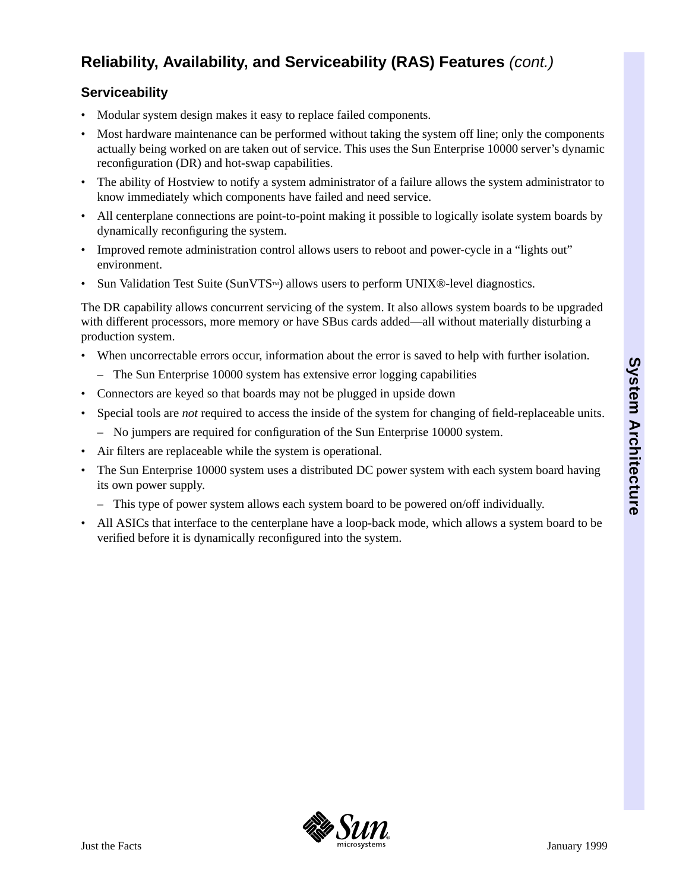## Reliability, Availability, and Serviceability (RAS) Features *(cont.)*

### Serviceability

- Modular system design makes it easy to replace failed components.
- Most hardware maintenance can be performed without taking the system off line; only the components actually being worked on are taken out of service. This uses the Sun Enterprise 10000 server's dynamic reconfiguration (DR) and hot-swap capabilities.
- The ability of Hostview to notify a system administrator of a failure allows the system administrator to know immediately which components have failed and need service.
- All centerplane connections are point-to-point making it possible to logically isolate system boards by dynamically reconfiguring the system.
- Improved remote administration control allows users to reboot and power-cycle in a "lights out" environment.
- Sun Validation Test Suite (SunVTS™) allows users to perform UNIX®-level diagnostics.

The DR capability allows concurrent servicing of the system. It also allows system boards to be upgraded with different processors, more memory or have SBus cards added—all without materially disturbing a production system.

- When uncorrectable errors occur, information about the error is saved to help with further isolation.
  - The Sun Enterprise 10000 system has extensive error logging capabilities
- Connectors are keyed so that boards may not be plugged in upside down
- Special tools are *not* required to access the inside of the system for changing of field-replaceable units.
  - No jumpers are required for configuration of the Sun Enterprise 10000 system.
- Air filters are replaceable while the system is operational.
- The Sun Enterprise 10000 system uses a distributed DC power system with each system board having its own power supply.
  - This type of power system allows each system board to be powered on/off individually.
- All ASICs that interface to the centerplane have a loop-back mode, which allows a system board to be verified before it is dynamically reconfigured into the system.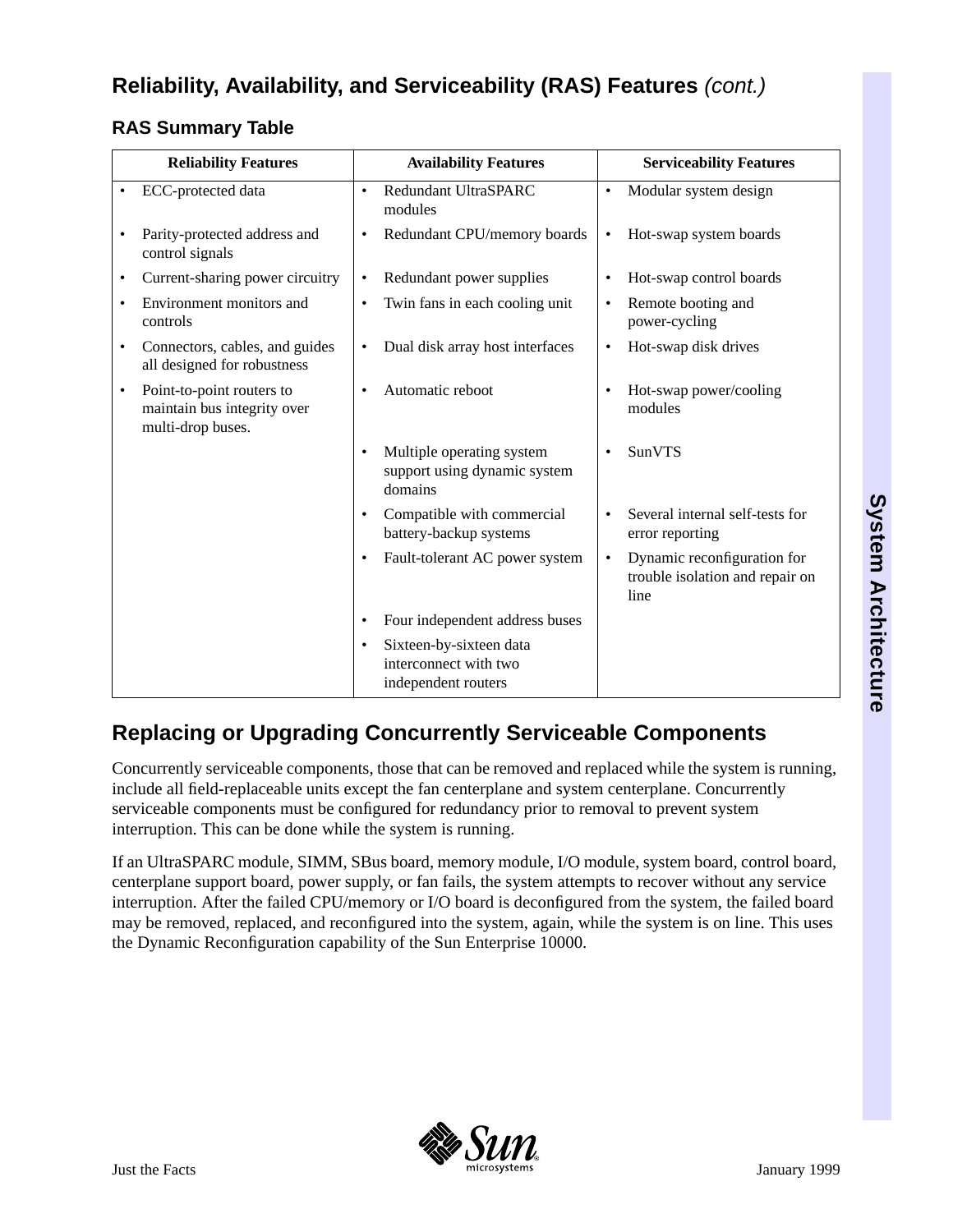## Reliability, Availability, and Serviceability (RAS) Features *(cont.)*

### RAS Summary Table

| Reliability Features | Availability Features | Serviceability Features |
|---|---|---|
| • ECC-protected data | • Redundant UltraSPARC modules | • Modular system design |
| • Parity-protected address and control signals | • Redundant CPU/memory boards | • Hot-swap system boards |
| • Current-sharing power circuitry | • Redundant power supplies | • Hot-swap control boards |
| • Environment monitors and controls | • Twin fans in each cooling unit | • Remote booting and power-cycling |
| • Connectors, cables, and guides all designed for robustness | • Dual disk array host interfaces | • Hot-swap disk drives |
| • Point-to-point routers to maintain bus integrity over multi-drop buses. | • Automatic reboot | • Hot-swap power/cooling modules |
| | • Multiple operating system support using dynamic system domains | • SunVTS |
| | • Compatible with commercial battery-backup systems | • Several internal self-tests for error reporting |
| | • Fault-tolerant AC power system | • Dynamic reconfiguration for trouble isolation and repair on line |
| | • Four independent address buses | |
| | • Sixteen-by-sixteen data interconnect with two independent routers | |

## Replacing or Upgrading Concurrently Serviceable Components

Concurrently serviceable components, those that can be removed and replaced while the system is running, include all field-replaceable units except the fan centerplane and system centerplane. Concurrently serviceable components must be configured for redundancy prior to removal to prevent system interruption. This can be done while the system is running.

If an UltraSPARC module, SIMM, SBus board, memory module, I/O module, system board, control board, centerplane support board, power supply, or fan fails, the system attempts to recover without any service interruption. After the failed CPU/memory or I/O board is deconfigured from the system, the failed board may be removed, replaced, and reconfigured into the system, again, while the system is on line. This uses the Dynamic Reconfiguration capability of the Sun Enterprise 10000.